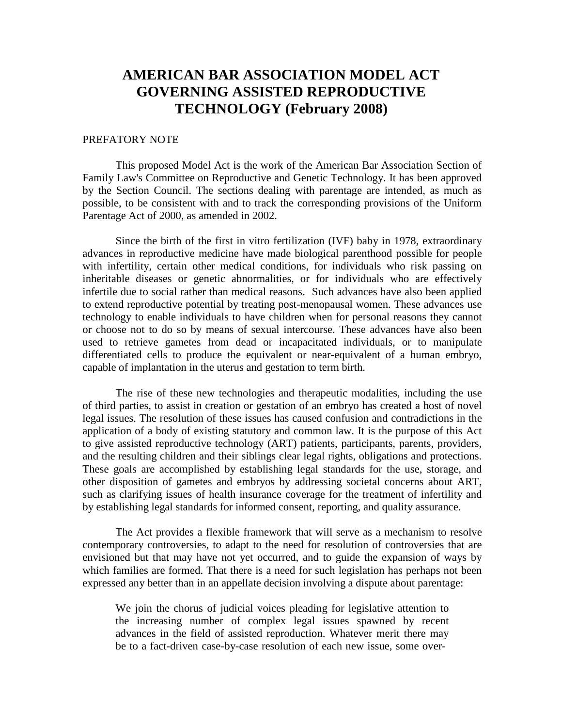# AMERICAN BAR ASSOCIATION MODEL ACT GOVERNING ASSISTED REPRODUCTIVE TECHNOLOGY (February 2008)

PREFATORY NOTE

This proposed Model Act is the work of the American Bar Association Section of Family Law's Committee on Reproductive and Genetic Technology. It has been approved by the Section Council. The sections dealing with parentage are intended, as much as possible, to be consistent with and to track the corresponding provisions of the Uniform Parentage Act of 2000, as amended in 2002.

Since the birth of the first in vitro fertilization (IVF) baby in 1978, extraordinary advances in reproductive medicine have made biological parenthood possible for people with infertility, certain other medical conditions, for individuals who risk passing on inheritable diseases or genetic abnormalities, or for individuals who are effectively infertile due to social rather than medical reasons. Such advances have also been applied to extend reproductive potential by treating post-menopausal women. These advances use technology to enable individuals to have children when for personal reasons they cannot or choose not to do so by means of sexual intercourse. These advances have also been used to retrieve gametes from dead or incapacitated individuals, or to manipulate differentiated cells to produce the equivalent or near-equivalent of a human embryo, capable of implantation in the uterus and gestation to term birth.

The rise of these new technologies and therapeutic modalities, including the use of third parties, to assist in creation or gestation of an embryo has created a host of novel legal issues. The resolution of these issues has caused confusion and contradictions in the application of a body of existing statutory and common law. It is the purpose of this Act to give assisted reproductive technology (ART) patients, participants, parents, providers, and the resulting children and their siblings clear legal rights, obligations and protections. These goals are accomplished by establishing legal standards for the use, storage, and other disposition of gametes and embryos by addressing societal concerns about ART, such as clarifying issues of health insurance coverage for the treatment of infertility and by establishing legal standards for informed consent, reporting, and quality assurance.

The Act provides a flexible framework that will serve as a mechanism to resolve contemporary controversies, to adapt to the need for resolution of controversies that are envisioned but that may have not yet occurred, and to guide the expansion of ways by which families are formed. That there is a need for such legislation has perhaps not been expressed any better than in an appellate decision involving a dispute about parentage:

> We join the chorus of judicial voices pleading for legislative attention to the increasing number of complex legal issues spawned by recent advances in the field of assisted reproduction. Whatever merit there may be to a fact-driven case-by-case resolution of each new issue, some over-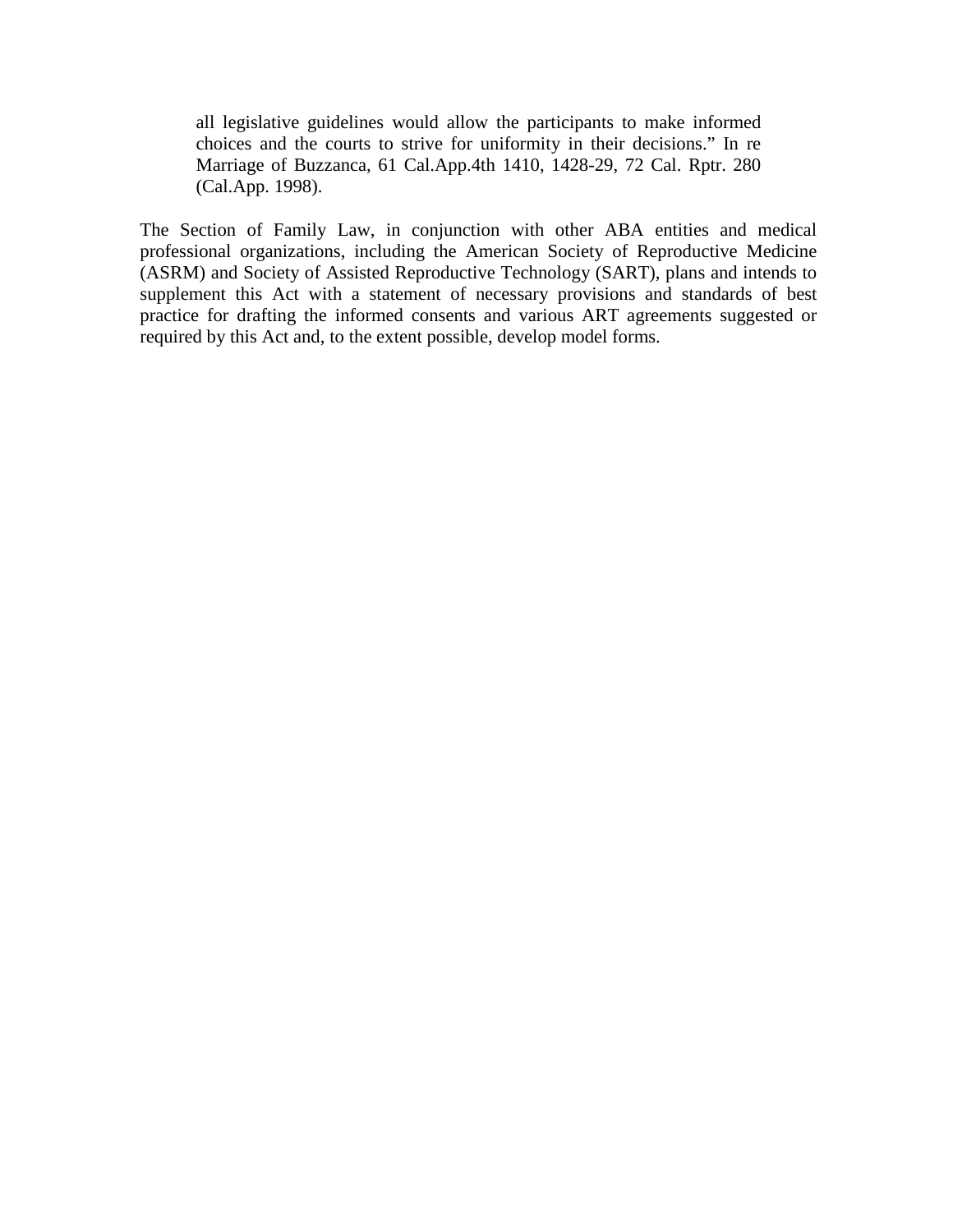> all legislative guidelines would allow the participants to make informed choices and the courts to strive for uniformity in their decisions." In re Marriage of Buzzanca, 61 Cal.App.4th 1410, 1428-29, 72 Cal. Rptr. 280 (Cal.App. 1998).

The Section of Family Law, in conjunction with other ABA entities and medical professional organizations, including the American Society of Reproductive Medicine (ASRM) and Society of Assisted Reproductive Technology (SART), plans and intends to supplement this Act with a statement of necessary provisions and standards of best practice for drafting the informed consents and various ART agreements suggested or required by this Act and, to the extent possible, develop model forms.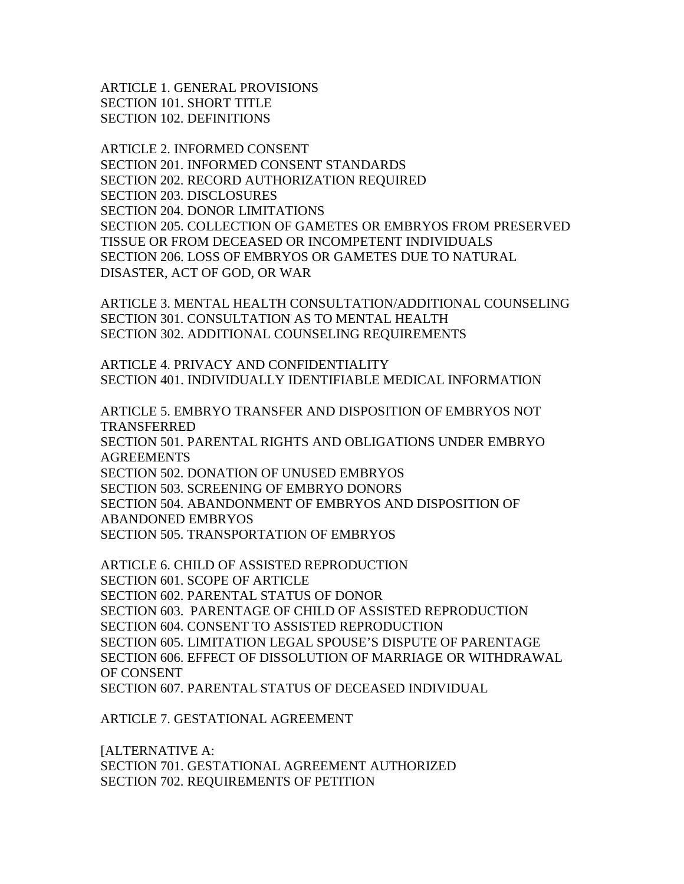ARTICLE 1. GENERAL PROVISIONS
SECTION 101. SHORT TITLE
SECTION 102. DEFINITIONS

ARTICLE 2. INFORMED CONSENT
SECTION 201. INFORMED CONSENT STANDARDS
SECTION 202. RECORD AUTHORIZATION REQUIRED
SECTION 203. DISCLOSURES
SECTION 204. DONOR LIMITATIONS
SECTION 205. COLLECTION OF GAMETES OR EMBRYOS FROM PRESERVED TISSUE OR FROM DECEASED OR INCOMPETENT INDIVIDUALS
SECTION 206. LOSS OF EMBRYOS OR GAMETES DUE TO NATURAL DISASTER, ACT OF GOD, OR WAR

ARTICLE 3. MENTAL HEALTH CONSULTATION/ADDITIONAL COUNSELING
SECTION 301. CONSULTATION AS TO MENTAL HEALTH
SECTION 302. ADDITIONAL COUNSELING REQUIREMENTS

ARTICLE 4. PRIVACY AND CONFIDENTIALITY
SECTION 401. INDIVIDUALLY IDENTIFIABLE MEDICAL INFORMATION

ARTICLE 5. EMBRYO TRANSFER AND DISPOSITION OF EMBRYOS NOT TRANSFERRED
SECTION 501. PARENTAL RIGHTS AND OBLIGATIONS UNDER EMBRYO AGREEMENTS
SECTION 502. DONATION OF UNUSED EMBRYOS
SECTION 503. SCREENING OF EMBRYO DONORS
SECTION 504. ABANDONMENT OF EMBRYOS AND DISPOSITION OF ABANDONED EMBRYOS
SECTION 505. TRANSPORTATION OF EMBRYOS

ARTICLE 6. CHILD OF ASSISTED REPRODUCTION
SECTION 601. SCOPE OF ARTICLE
SECTION 602. PARENTAL STATUS OF DONOR
SECTION 603. PARENTAGE OF CHILD OF ASSISTED REPRODUCTION
SECTION 604. CONSENT TO ASSISTED REPRODUCTION
SECTION 605. LIMITATION LEGAL SPOUSE'S DISPUTE OF PARENTAGE
SECTION 606. EFFECT OF DISSOLUTION OF MARRIAGE OR WITHDRAWAL OF CONSENT
SECTION 607. PARENTAL STATUS OF DECEASED INDIVIDUAL

ARTICLE 7. GESTATIONAL AGREEMENT

[ALTERNATIVE A:
SECTION 701. GESTATIONAL AGREEMENT AUTHORIZED
SECTION 702. REQUIREMENTS OF PETITION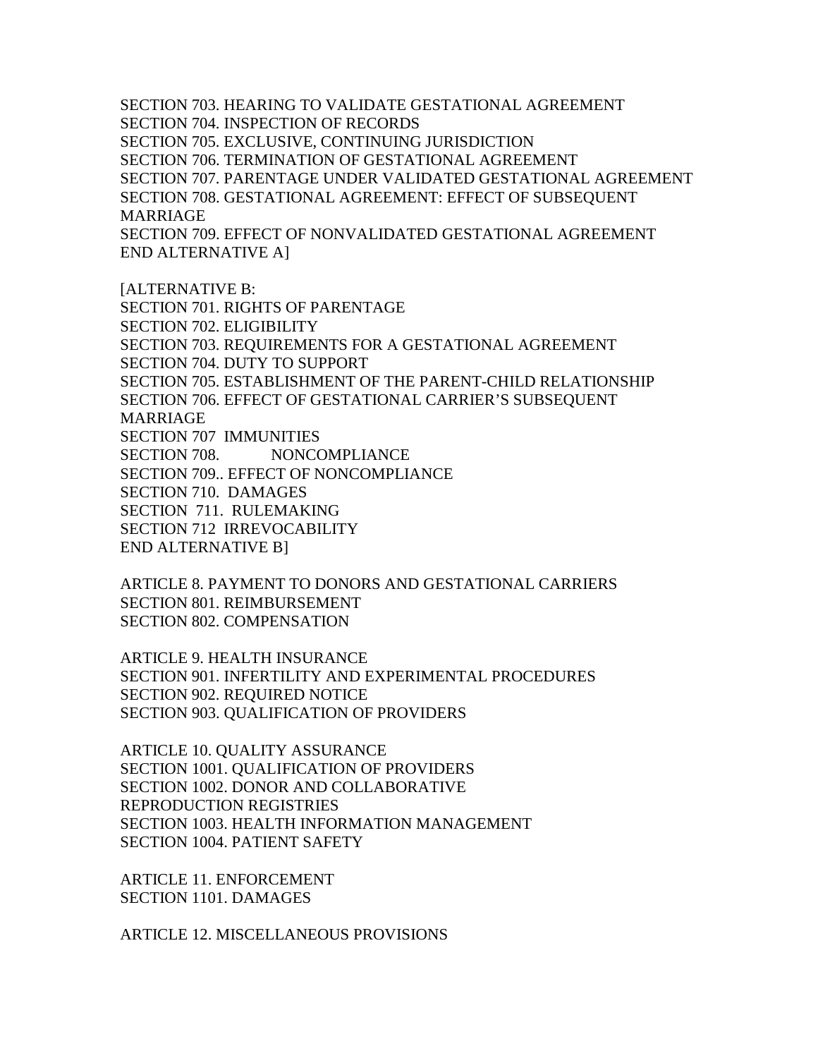SECTION 703. HEARING TO VALIDATE GESTATIONAL AGREEMENT
SECTION 704. INSPECTION OF RECORDS
SECTION 705. EXCLUSIVE, CONTINUING JURISDICTION
SECTION 706. TERMINATION OF GESTATIONAL AGREEMENT
SECTION 707. PARENTAGE UNDER VALIDATED GESTATIONAL AGREEMENT
SECTION 708. GESTATIONAL AGREEMENT: EFFECT OF SUBSEQUENT MARRIAGE
SECTION 709. EFFECT OF NONVALIDATED GESTATIONAL AGREEMENT
END ALTERNATIVE A]

[ALTERNATIVE B:
SECTION 701. RIGHTS OF PARENTAGE
SECTION 702. ELIGIBILITY
SECTION 703. REQUIREMENTS FOR A GESTATIONAL AGREEMENT
SECTION 704. DUTY TO SUPPORT
SECTION 705. ESTABLISHMENT OF THE PARENT-CHILD RELATIONSHIP
SECTION 706. EFFECT OF GESTATIONAL CARRIER'S SUBSEQUENT MARRIAGE
SECTION 707 IMMUNITIES
SECTION 708. NONCOMPLIANCE
SECTION 709.. EFFECT OF NONCOMPLIANCE
SECTION 710. DAMAGES
SECTION 711. RULEMAKING
SECTION 712 IRREVOCABILITY
END ALTERNATIVE B]

ARTICLE 8. PAYMENT TO DONORS AND GESTATIONAL CARRIERS
SECTION 801. REIMBURSEMENT
SECTION 802. COMPENSATION

ARTICLE 9. HEALTH INSURANCE
SECTION 901. INFERTILITY AND EXPERIMENTAL PROCEDURES
SECTION 902. REQUIRED NOTICE
SECTION 903. QUALIFICATION OF PROVIDERS

ARTICLE 10. QUALITY ASSURANCE
SECTION 1001. QUALIFICATION OF PROVIDERS
SECTION 1002. DONOR AND COLLABORATIVE REPRODUCTION REGISTRIES
SECTION 1003. HEALTH INFORMATION MANAGEMENT
SECTION 1004. PATIENT SAFETY

ARTICLE 11. ENFORCEMENT
SECTION 1101. DAMAGES

ARTICLE 12. MISCELLANEOUS PROVISIONS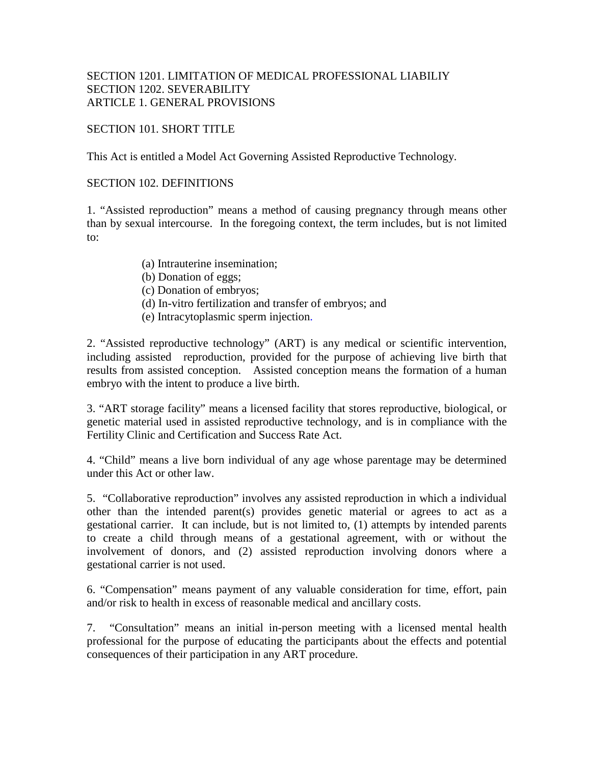SECTION 1201. LIMITATION OF MEDICAL PROFESSIONAL LIABILIY
SECTION 1202. SEVERABILITY
ARTICLE 1. GENERAL PROVISIONS

SECTION 101. SHORT TITLE

This Act is entitled a Model Act Governing Assisted Reproductive Technology.

SECTION 102. DEFINITIONS

1. "Assisted reproduction" means a method of causing pregnancy through means other than by sexual intercourse. In the foregoing context, the term includes, but is not limited to:

   (a) Intrauterine insemination;
   (b) Donation of eggs;
   (c) Donation of embryos;
   (d) In-vitro fertilization and transfer of embryos; and
   (e) Intracytoplasmic sperm injection.

2. "Assisted reproductive technology" (ART) is any medical or scientific intervention, including assisted reproduction, provided for the purpose of achieving live birth that results from assisted conception. Assisted conception means the formation of a human embryo with the intent to produce a live birth.

3. "ART storage facility" means a licensed facility that stores reproductive, biological, or genetic material used in assisted reproductive technology, and is in compliance with the Fertility Clinic and Certification and Success Rate Act.

4. "Child" means a live born individual of any age whose parentage may be determined under this Act or other law.

5. "Collaborative reproduction" involves any assisted reproduction in which a individual other than the intended parent(s) provides genetic material or agrees to act as a gestational carrier. It can include, but is not limited to, (1) attempts by intended parents to create a child through means of a gestational agreement, with or without the involvement of donors, and (2) assisted reproduction involving donors where a gestational carrier is not used.

6. "Compensation" means payment of any valuable consideration for time, effort, pain and/or risk to health in excess of reasonable medical and ancillary costs.

7. "Consultation" means an initial in-person meeting with a licensed mental health professional for the purpose of educating the participants about the effects and potential consequences of their participation in any ART procedure.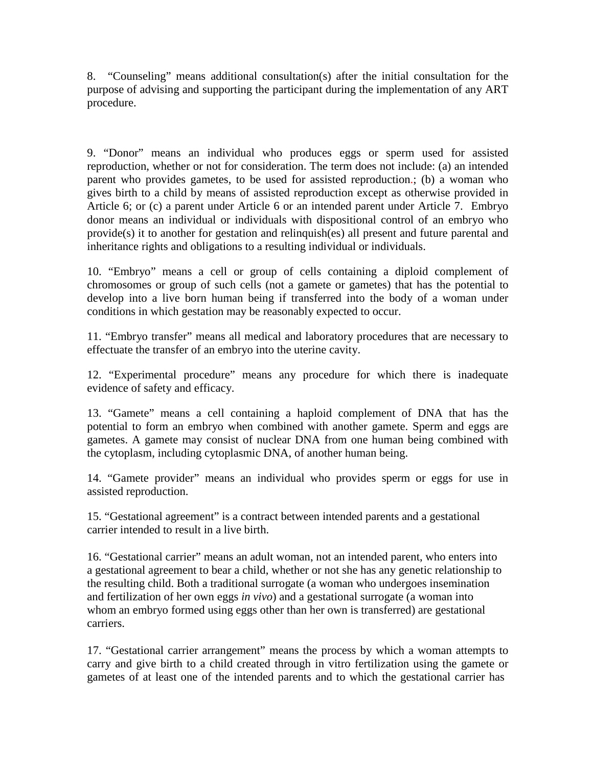8. “Counseling” means additional consultation(s) after the initial consultation for the purpose of advising and supporting the participant during the implementation of any ART procedure.

9. “Donor” means an individual who produces eggs or sperm used for assisted reproduction, whether or not for consideration. The term does not include: (a) an intended parent who provides gametes, to be used for assisted reproduction.; (b) a woman who gives birth to a child by means of assisted reproduction except as otherwise provided in Article 6; or (c) a parent under Article 6 or an intended parent under Article 7. Embryo donor means an individual or individuals with dispositional control of an embryo who provide(s) it to another for gestation and relinquish(es) all present and future parental and inheritance rights and obligations to a resulting individual or individuals.

10. “Embryo” means a cell or group of cells containing a diploid complement of chromosomes or group of such cells (not a gamete or gametes) that has the potential to develop into a live born human being if transferred into the body of a woman under conditions in which gestation may be reasonably expected to occur.

11. “Embryo transfer” means all medical and laboratory procedures that are necessary to effectuate the transfer of an embryo into the uterine cavity.

12. “Experimental procedure” means any procedure for which there is inadequate evidence of safety and efficacy.

13. “Gamete” means a cell containing a haploid complement of DNA that has the potential to form an embryo when combined with another gamete. Sperm and eggs are gametes. A gamete may consist of nuclear DNA from one human being combined with the cytoplasm, including cytoplasmic DNA, of another human being.

14. “Gamete provider” means an individual who provides sperm or eggs for use in assisted reproduction.

15. “Gestational agreement” is a contract between intended parents and a gestational carrier intended to result in a live birth.

16. “Gestational carrier” means an adult woman, not an intended parent, who enters into a gestational agreement to bear a child, whether or not she has any genetic relationship to the resulting child. Both a traditional surrogate (a woman who undergoes insemination and fertilization of her own eggs *in vivo*) and a gestational surrogate (a woman into whom an embryo formed using eggs other than her own is transferred) are gestational carriers.

17. “Gestational carrier arrangement” means the process by which a woman attempts to carry and give birth to a child created through in vitro fertilization using the gamete or gametes of at least one of the intended parents and to which the gestational carrier has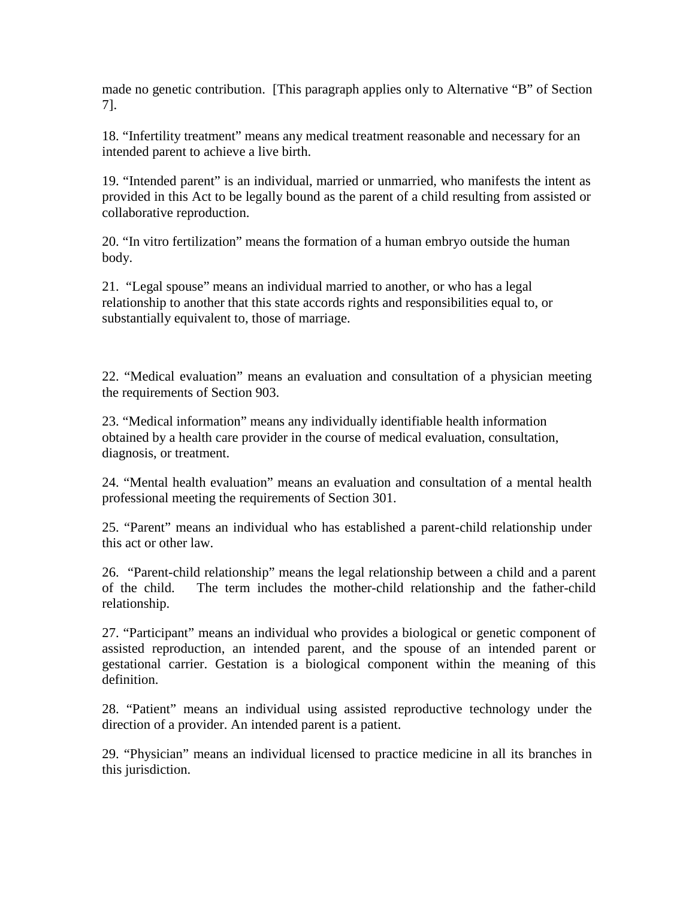made no genetic contribution. [This paragraph applies only to Alternative "B" of Section 7].

18. "Infertility treatment" means any medical treatment reasonable and necessary for an intended parent to achieve a live birth.

19. "Intended parent" is an individual, married or unmarried, who manifests the intent as provided in this Act to be legally bound as the parent of a child resulting from assisted or collaborative reproduction.

20. "In vitro fertilization" means the formation of a human embryo outside the human body.

21. "Legal spouse" means an individual married to another, or who has a legal relationship to another that this state accords rights and responsibilities equal to, or substantially equivalent to, those of marriage.

22. "Medical evaluation" means an evaluation and consultation of a physician meeting the requirements of Section 903.

23. "Medical information" means any individually identifiable health information obtained by a health care provider in the course of medical evaluation, consultation, diagnosis, or treatment.

24. "Mental health evaluation" means an evaluation and consultation of a mental health professional meeting the requirements of Section 301.

25. "Parent" means an individual who has established a parent-child relationship under this act or other law.

26. "Parent-child relationship" means the legal relationship between a child and a parent of the child. The term includes the mother-child relationship and the father-child relationship.

27. "Participant" means an individual who provides a biological or genetic component of assisted reproduction, an intended parent, and the spouse of an intended parent or gestational carrier. Gestation is a biological component within the meaning of this definition.

28. "Patient" means an individual using assisted reproductive technology under the direction of a provider. An intended parent is a patient.

29. "Physician" means an individual licensed to practice medicine in all its branches in this jurisdiction.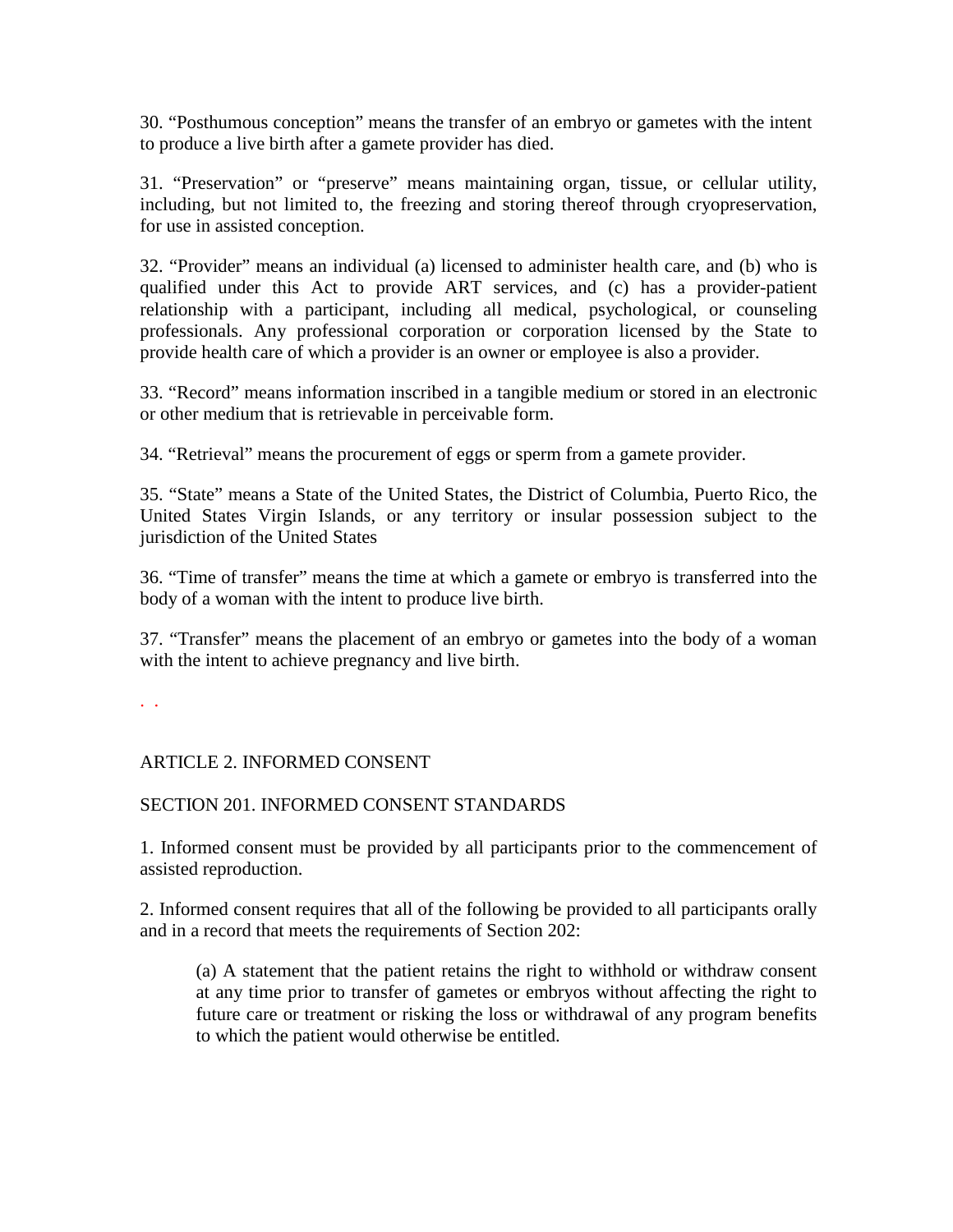30. “Posthumous conception” means the transfer of an embryo or gametes with the intent to produce a live birth after a gamete provider has died.

31. “Preservation” or “preserve” means maintaining organ, tissue, or cellular utility, including, but not limited to, the freezing and storing thereof through cryopreservation, for use in assisted conception.

32. “Provider” means an individual (a) licensed to administer health care, and (b) who is qualified under this Act to provide ART services, and (c) has a provider-patient relationship with a participant, including all medical, psychological, or counseling professionals. Any professional corporation or corporation licensed by the State to provide health care of which a provider is an owner or employee is also a provider.

33. “Record” means information inscribed in a tangible medium or stored in an electronic or other medium that is retrievable in perceivable form.

34. “Retrieval” means the procurement of eggs or sperm from a gamete provider.

35. “State” means a State of the United States, the District of Columbia, Puerto Rico, the United States Virgin Islands, or any territory or insular possession subject to the jurisdiction of the United States

36. “Time of transfer” means the time at which a gamete or embryo is transferred into the body of a woman with the intent to produce live birth.

37. “Transfer” means the placement of an embryo or gametes into the body of a woman with the intent to achieve pregnancy and live birth.

. .

## ARTICLE 2. INFORMED CONSENT

### SECTION 201. INFORMED CONSENT STANDARDS

1. Informed consent must be provided by all participants prior to the commencement of assisted reproduction.

2. Informed consent requires that all of the following be provided to all participants orally and in a record that meets the requirements of Section 202:

    (a) A statement that the patient retains the right to withhold or withdraw consent at any time prior to transfer of gametes or embryos without affecting the right to future care or treatment or risking the loss or withdrawal of any program benefits to which the patient would otherwise be entitled.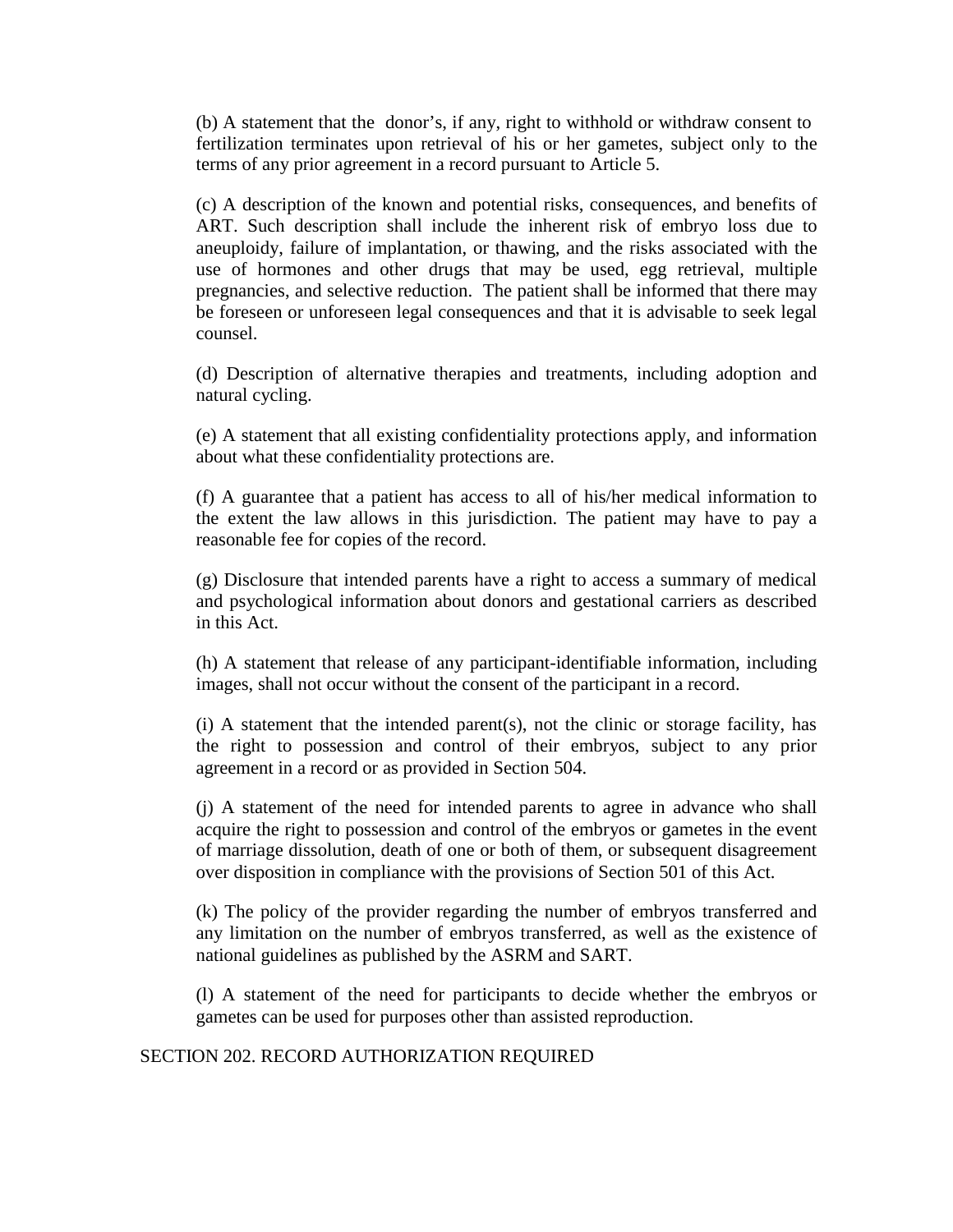(b) A statement that the donor's, if any, right to withhold or withdraw consent to fertilization terminates upon retrieval of his or her gametes, subject only to the terms of any prior agreement in a record pursuant to Article 5.

(c) A description of the known and potential risks, consequences, and benefits of ART. Such description shall include the inherent risk of embryo loss due to aneuploidy, failure of implantation, or thawing, and the risks associated with the use of hormones and other drugs that may be used, egg retrieval, multiple pregnancies, and selective reduction. The patient shall be informed that there may be foreseen or unforeseen legal consequences and that it is advisable to seek legal counsel.

(d) Description of alternative therapies and treatments, including adoption and natural cycling.

(e) A statement that all existing confidentiality protections apply, and information about what these confidentiality protections are.

(f) A guarantee that a patient has access to all of his/her medical information to the extent the law allows in this jurisdiction. The patient may have to pay a reasonable fee for copies of the record.

(g) Disclosure that intended parents have a right to access a summary of medical and psychological information about donors and gestational carriers as described in this Act.

(h) A statement that release of any participant-identifiable information, including images, shall not occur without the consent of the participant in a record.

(i) A statement that the intended parent(s), not the clinic or storage facility, has the right to possession and control of their embryos, subject to any prior agreement in a record or as provided in Section 504.

(j) A statement of the need for intended parents to agree in advance who shall acquire the right to possession and control of the embryos or gametes in the event of marriage dissolution, death of one or both of them, or subsequent disagreement over disposition in compliance with the provisions of Section 501 of this Act.

(k) The policy of the provider regarding the number of embryos transferred and any limitation on the number of embryos transferred, as well as the existence of national guidelines as published by the ASRM and SART.

(l) A statement of the need for participants to decide whether the embryos or gametes can be used for purposes other than assisted reproduction.

SECTION 202. RECORD AUTHORIZATION REQUIRED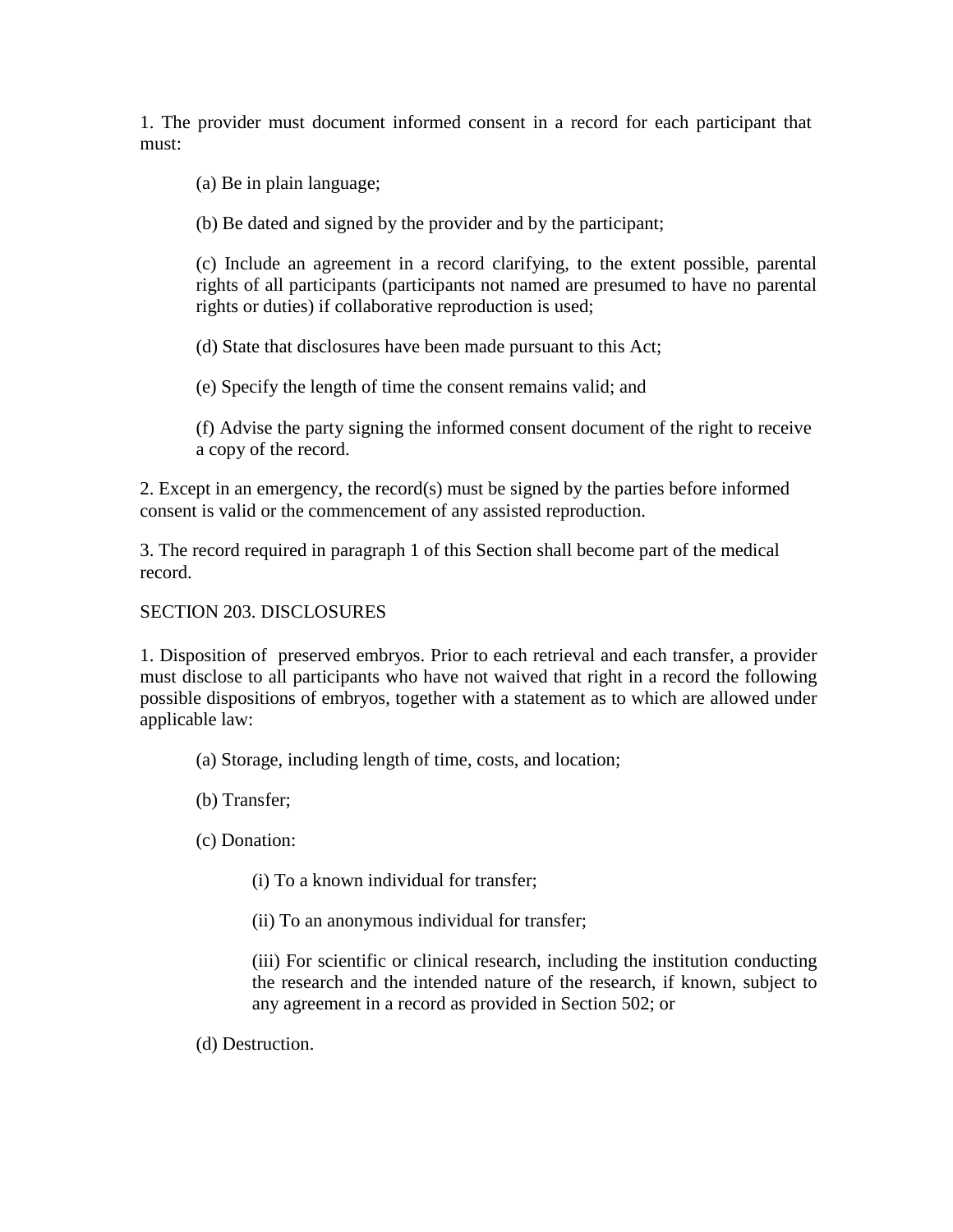1. The provider must document informed consent in a record for each participant that must:

(a) Be in plain language;

(b) Be dated and signed by the provider and by the participant;

(c) Include an agreement in a record clarifying, to the extent possible, parental rights of all participants (participants not named are presumed to have no parental rights or duties) if collaborative reproduction is used;

(d) State that disclosures have been made pursuant to this Act;

(e) Specify the length of time the consent remains valid; and

(f) Advise the party signing the informed consent document of the right to receive a copy of the record.

2. Except in an emergency, the record(s) must be signed by the parties before informed consent is valid or the commencement of any assisted reproduction.

3. The record required in paragraph 1 of this Section shall become part of the medical record.

## SECTION 203. DISCLOSURES

1. Disposition of preserved embryos. Prior to each retrieval and each transfer, a provider must disclose to all participants who have not waived that right in a record the following possible dispositions of embryos, together with a statement as to which are allowed under applicable law:

(a) Storage, including length of time, costs, and location;

(b) Transfer;

(c) Donation:

(i) To a known individual for transfer;

(ii) To an anonymous individual for transfer;

(iii) For scientific or clinical research, including the institution conducting the research and the intended nature of the research, if known, subject to any agreement in a record as provided in Section 502; or

(d) Destruction.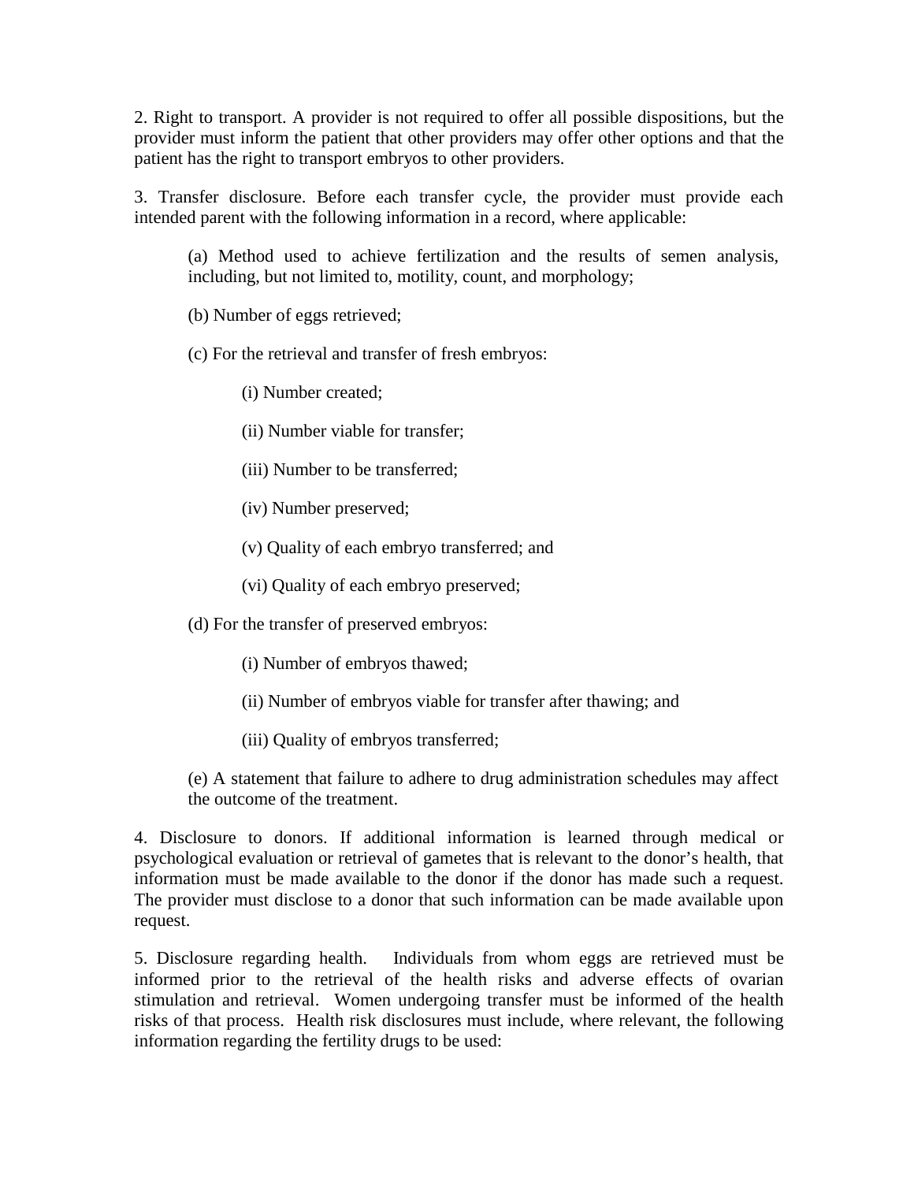2. Right to transport. A provider is not required to offer all possible dispositions, but the provider must inform the patient that other providers may offer other options and that the patient has the right to transport embryos to other providers.

3. Transfer disclosure. Before each transfer cycle, the provider must provide each intended parent with the following information in a record, where applicable:

> (a) Method used to achieve fertilization and the results of semen analysis, including, but not limited to, motility, count, and morphology;
>
> (b) Number of eggs retrieved;
>
> (c) For the retrieval and transfer of fresh embryos:
>
> > (i) Number created;
> >
> > (ii) Number viable for transfer;
> >
> > (iii) Number to be transferred;
> >
> > (iv) Number preserved;
> >
> > (v) Quality of each embryo transferred; and
> >
> > (vi) Quality of each embryo preserved;
>
> (d) For the transfer of preserved embryos:
>
> > (i) Number of embryos thawed;
> >
> > (ii) Number of embryos viable for transfer after thawing; and
> >
> > (iii) Quality of embryos transferred;
>
> (e) A statement that failure to adhere to drug administration schedules may affect the outcome of the treatment.

4. Disclosure to donors. If additional information is learned through medical or psychological evaluation or retrieval of gametes that is relevant to the donor's health, that information must be made available to the donor if the donor has made such a request. The provider must disclose to a donor that such information can be made available upon request.

5. Disclosure regarding health. Individuals from whom eggs are retrieved must be informed prior to the retrieval of the health risks and adverse effects of ovarian stimulation and retrieval. Women undergoing transfer must be informed of the health risks of that process. Health risk disclosures must include, where relevant, the following information regarding the fertility drugs to be used: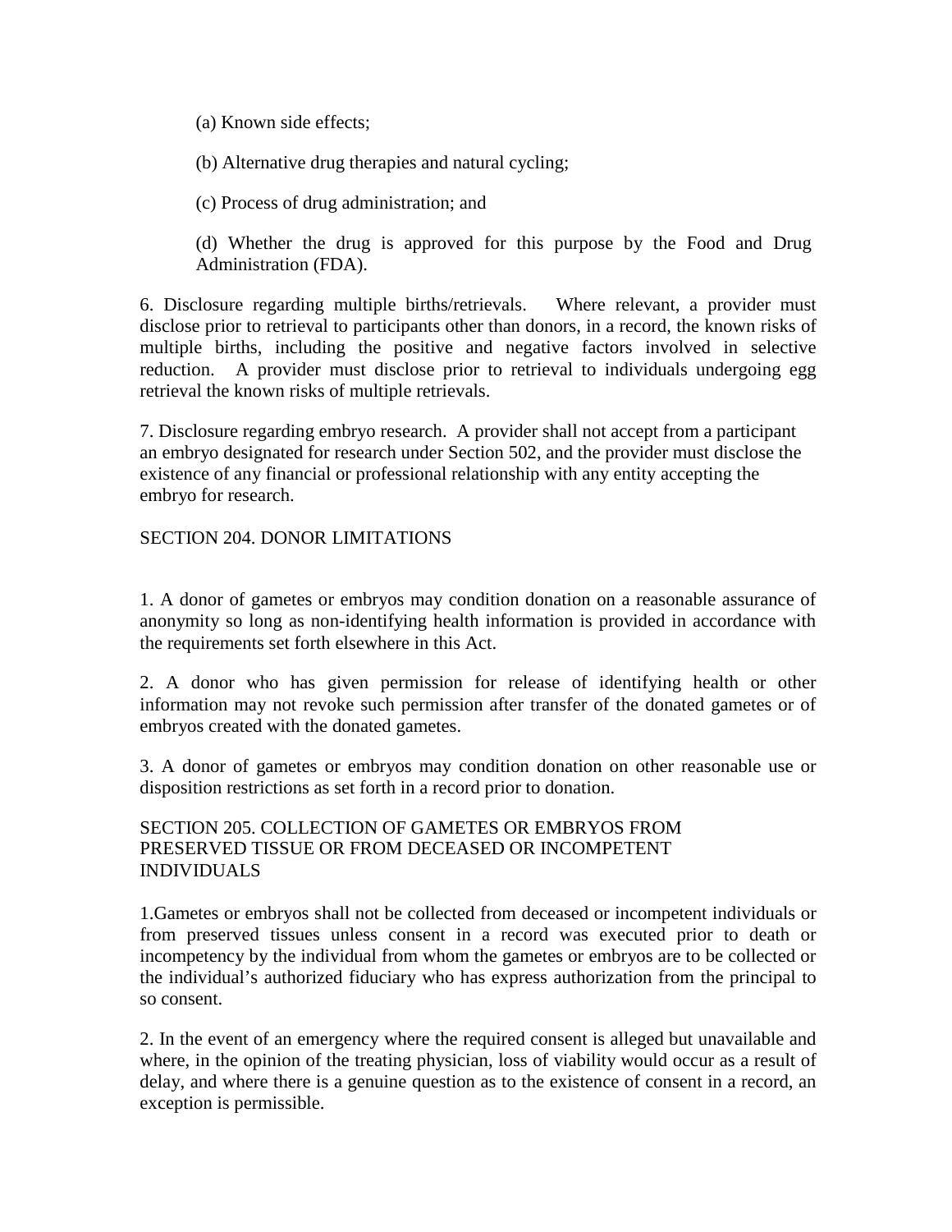(a) Known side effects;

(b) Alternative drug therapies and natural cycling;

(c) Process of drug administration; and

(d) Whether the drug is approved for this purpose by the Food and Drug Administration (FDA).

6. Disclosure regarding multiple births/retrievals. Where relevant, a provider must disclose prior to retrieval to participants other than donors, in a record, the known risks of multiple births, including the positive and negative factors involved in selective reduction. A provider must disclose prior to retrieval to individuals undergoing egg retrieval the known risks of multiple retrievals.

7. Disclosure regarding embryo research. A provider shall not accept from a participant an embryo designated for research under Section 502, and the provider must disclose the existence of any financial or professional relationship with any entity accepting the embryo for research.

## SECTION 204. DONOR LIMITATIONS

1. A donor of gametes or embryos may condition donation on a reasonable assurance of anonymity so long as non-identifying health information is provided in accordance with the requirements set forth elsewhere in this Act.

2. A donor who has given permission for release of identifying health or other information may not revoke such permission after transfer of the donated gametes or of embryos created with the donated gametes.

3. A donor of gametes or embryos may condition donation on other reasonable use or disposition restrictions as set forth in a record prior to donation.

## SECTION 205. COLLECTION OF GAMETES OR EMBRYOS FROM PRESERVED TISSUE OR FROM DECEASED OR INCOMPETENT INDIVIDUALS

1.Gametes or embryos shall not be collected from deceased or incompetent individuals or from preserved tissues unless consent in a record was executed prior to death or incompetency by the individual from whom the gametes or embryos are to be collected or the individual's authorized fiduciary who has express authorization from the principal to so consent.

2. In the event of an emergency where the required consent is alleged but unavailable and where, in the opinion of the treating physician, loss of viability would occur as a result of delay, and where there is a genuine question as to the existence of consent in a record, an exception is permissible.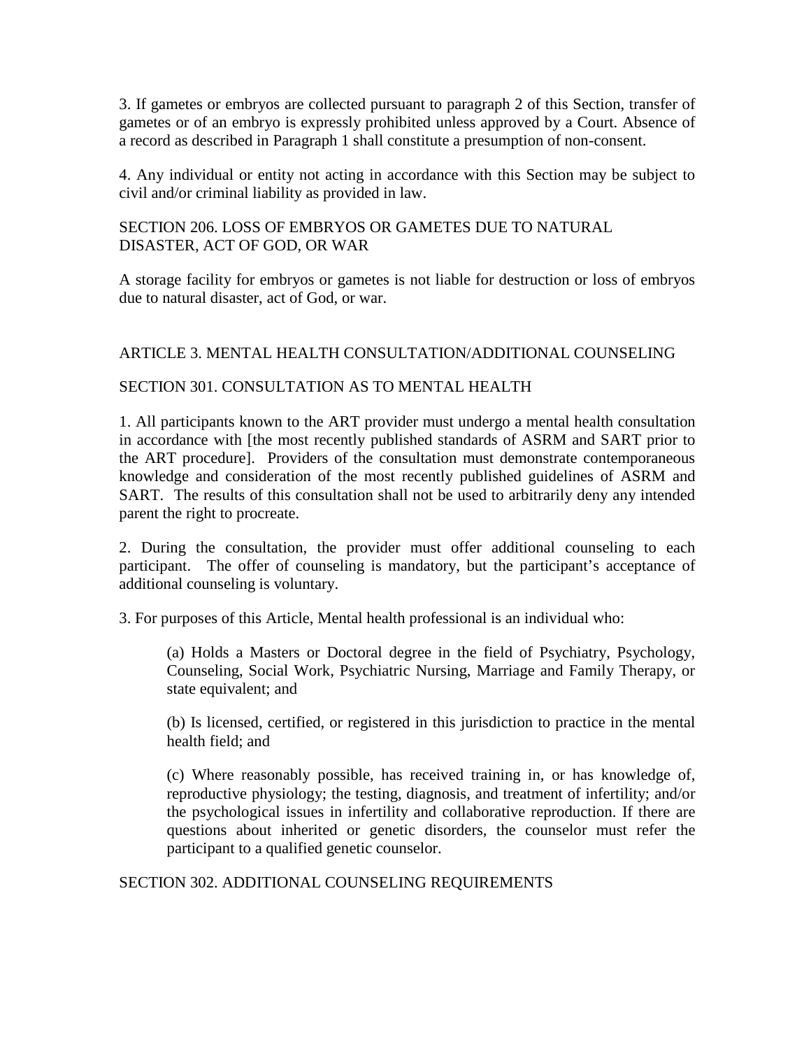3. If gametes or embryos are collected pursuant to paragraph 2 of this Section, transfer of gametes or of an embryo is expressly prohibited unless approved by a Court. Absence of a record as described in Paragraph 1 shall constitute a presumption of non-consent.

4. Any individual or entity not acting in accordance with this Section may be subject to civil and/or criminal liability as provided in law.

### SECTION 206. LOSS OF EMBRYOS OR GAMETES DUE TO NATURAL DISASTER, ACT OF GOD, OR WAR

A storage facility for embryos or gametes is not liable for destruction or loss of embryos due to natural disaster, act of God, or war.

## ARTICLE 3. MENTAL HEALTH CONSULTATION/ADDITIONAL COUNSELING

### SECTION 301. CONSULTATION AS TO MENTAL HEALTH

1. All participants known to the ART provider must undergo a mental health consultation in accordance with [the most recently published standards of ASRM and SART prior to the ART procedure]. Providers of the consultation must demonstrate contemporaneous knowledge and consideration of the most recently published guidelines of ASRM and SART. The results of this consultation shall not be used to arbitrarily deny any intended parent the right to procreate.

2. During the consultation, the provider must offer additional counseling to each participant. The offer of counseling is mandatory, but the participant's acceptance of additional counseling is voluntary.

3. For purposes of this Article, Mental health professional is an individual who:

> (a) Holds a Masters or Doctoral degree in the field of Psychiatry, Psychology, Counseling, Social Work, Psychiatric Nursing, Marriage and Family Therapy, or state equivalent; and
>
> (b) Is licensed, certified, or registered in this jurisdiction to practice in the mental health field; and
>
> (c) Where reasonably possible, has received training in, or has knowledge of, reproductive physiology; the testing, diagnosis, and treatment of infertility; and/or the psychological issues in infertility and collaborative reproduction. If there are questions about inherited or genetic disorders, the counselor must refer the participant to a qualified genetic counselor.

### SECTION 302. ADDITIONAL COUNSELING REQUIREMENTS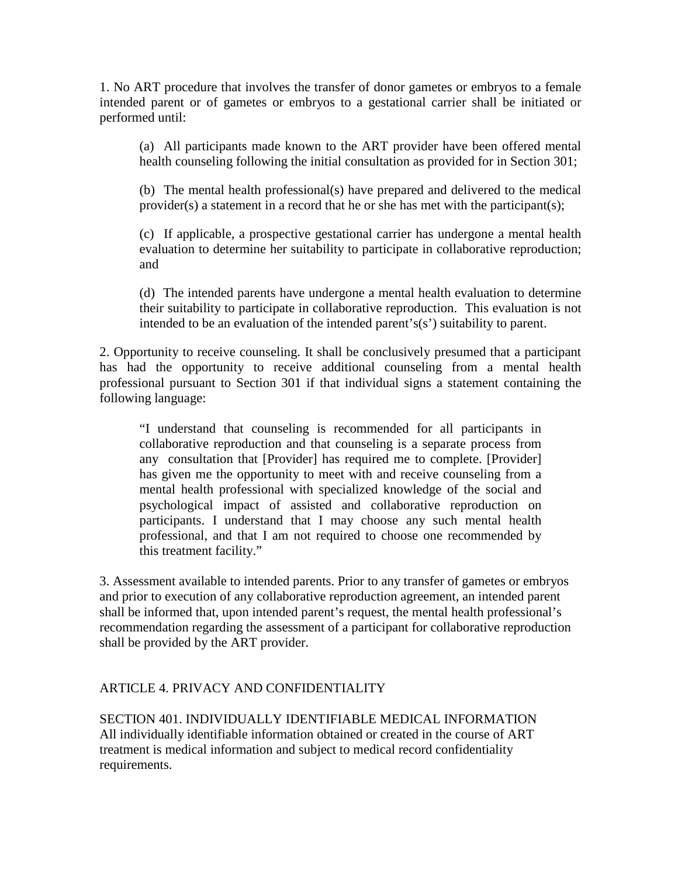1. No ART procedure that involves the transfer of donor gametes or embryos to a female intended parent or of gametes or embryos to a gestational carrier shall be initiated or performed until:

> (a) All participants made known to the ART provider have been offered mental health counseling following the initial consultation as provided for in Section 301;
>
> (b) The mental health professional(s) have prepared and delivered to the medical provider(s) a statement in a record that he or she has met with the participant(s);
>
> (c) If applicable, a prospective gestational carrier has undergone a mental health evaluation to determine her suitability to participate in collaborative reproduction; and
>
> (d) The intended parents have undergone a mental health evaluation to determine their suitability to participate in collaborative reproduction. This evaluation is not intended to be an evaluation of the intended parent's(s') suitability to parent.

2. Opportunity to receive counseling. It shall be conclusively presumed that a participant has had the opportunity to receive additional counseling from a mental health professional pursuant to Section 301 if that individual signs a statement containing the following language:

> "I understand that counseling is recommended for all participants in collaborative reproduction and that counseling is a separate process from any consultation that [Provider] has required me to complete. [Provider] has given me the opportunity to meet with and receive counseling from a mental health professional with specialized knowledge of the social and psychological impact of assisted and collaborative reproduction on participants. I understand that I may choose any such mental health professional, and that I am not required to choose one recommended by this treatment facility."

3. Assessment available to intended parents. Prior to any transfer of gametes or embryos and prior to execution of any collaborative reproduction agreement, an intended parent shall be informed that, upon intended parent's request, the mental health professional's recommendation regarding the assessment of a participant for collaborative reproduction shall be provided by the ART provider.

## ARTICLE 4. PRIVACY AND CONFIDENTIALITY

### SECTION 401. INDIVIDUALLY IDENTIFIABLE MEDICAL INFORMATION

All individually identifiable information obtained or created in the course of ART treatment is medical information and subject to medical record confidentiality requirements.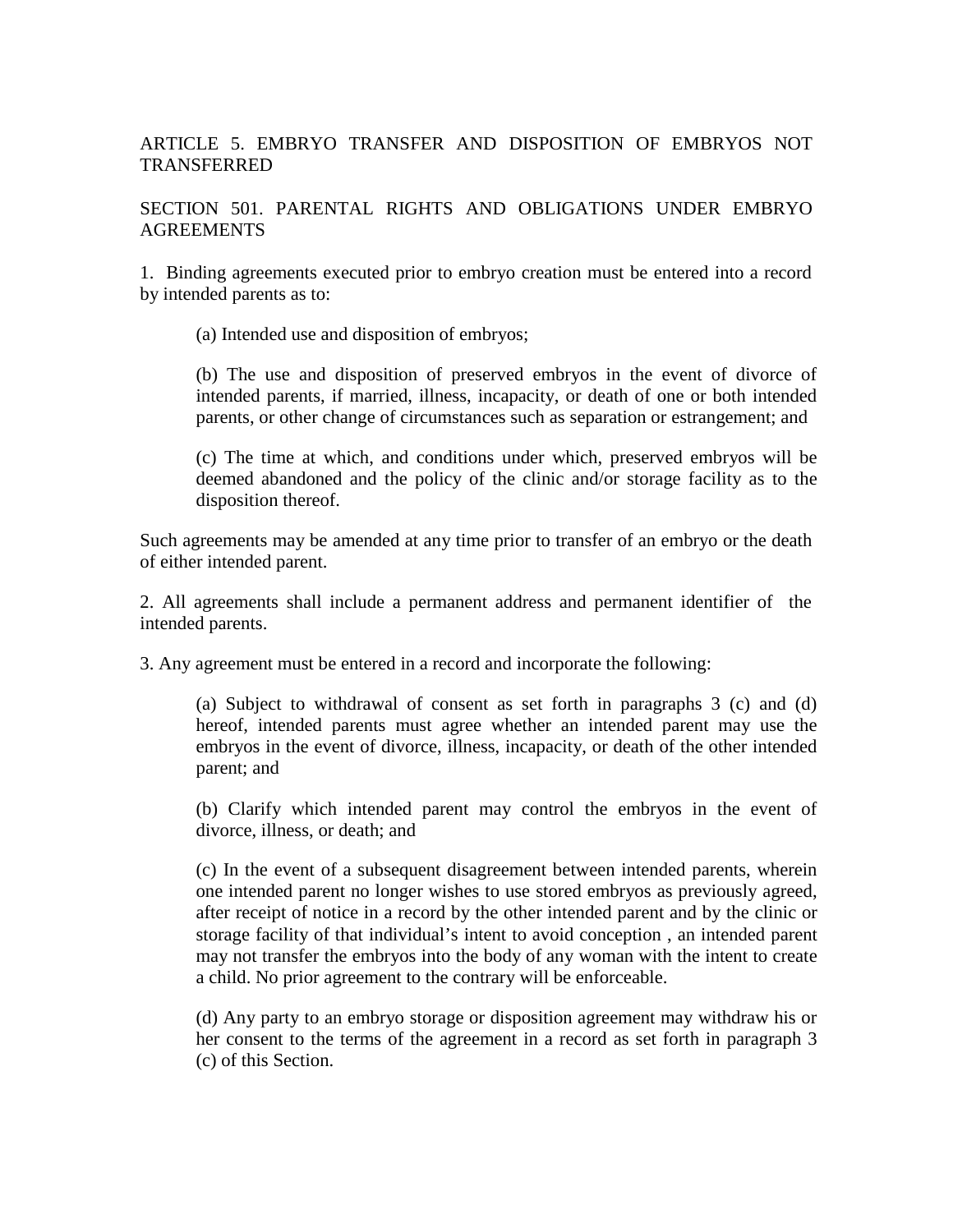## ARTICLE 5. EMBRYO TRANSFER AND DISPOSITION OF EMBRYOS NOT TRANSFERRED

### SECTION 501. PARENTAL RIGHTS AND OBLIGATIONS UNDER EMBRYO AGREEMENTS

1. Binding agreements executed prior to embryo creation must be entered into a record by intended parents as to:

   (a) Intended use and disposition of embryos;

   (b) The use and disposition of preserved embryos in the event of divorce of intended parents, if married, illness, incapacity, or death of one or both intended parents, or other change of circumstances such as separation or estrangement; and

   (c) The time at which, and conditions under which, preserved embryos will be deemed abandoned and the policy of the clinic and/or storage facility as to the disposition thereof.

Such agreements may be amended at any time prior to transfer of an embryo or the death of either intended parent.

2. All agreements shall include a permanent address and permanent identifier of the intended parents.

3. Any agreement must be entered in a record and incorporate the following:

   (a) Subject to withdrawal of consent as set forth in paragraphs 3 (c) and (d) hereof, intended parents must agree whether an intended parent may use the embryos in the event of divorce, illness, incapacity, or death of the other intended parent; and

   (b) Clarify which intended parent may control the embryos in the event of divorce, illness, or death; and

   (c) In the event of a subsequent disagreement between intended parents, wherein one intended parent no longer wishes to use stored embryos as previously agreed, after receipt of notice in a record by the other intended parent and by the clinic or storage facility of that individual's intent to avoid conception , an intended parent may not transfer the embryos into the body of any woman with the intent to create a child. No prior agreement to the contrary will be enforceable.

   (d) Any party to an embryo storage or disposition agreement may withdraw his or her consent to the terms of the agreement in a record as set forth in paragraph 3 (c) of this Section.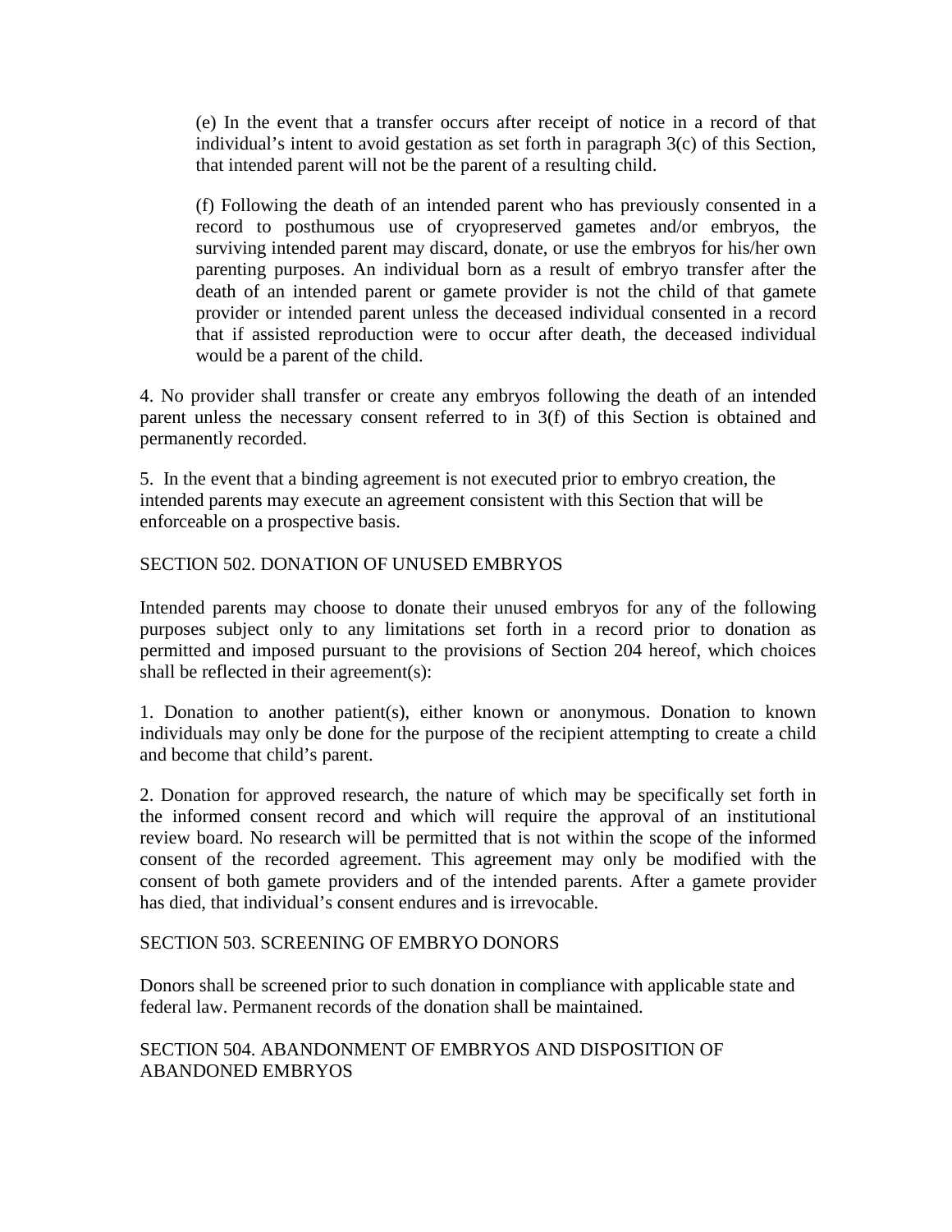(e) In the event that a transfer occurs after receipt of notice in a record of that individual's intent to avoid gestation as set forth in paragraph 3(c) of this Section, that intended parent will not be the parent of a resulting child.

(f) Following the death of an intended parent who has previously consented in a record to posthumous use of cryopreserved gametes and/or embryos, the surviving intended parent may discard, donate, or use the embryos for his/her own parenting purposes. An individual born as a result of embryo transfer after the death of an intended parent or gamete provider is not the child of that gamete provider or intended parent unless the deceased individual consented in a record that if assisted reproduction were to occur after death, the deceased individual would be a parent of the child.

4. No provider shall transfer or create any embryos following the death of an intended parent unless the necessary consent referred to in 3(f) of this Section is obtained and permanently recorded.

5. In the event that a binding agreement is not executed prior to embryo creation, the intended parents may execute an agreement consistent with this Section that will be enforceable on a prospective basis.

SECTION 502. DONATION OF UNUSED EMBRYOS

Intended parents may choose to donate their unused embryos for any of the following purposes subject only to any limitations set forth in a record prior to donation as permitted and imposed pursuant to the provisions of Section 204 hereof, which choices shall be reflected in their agreement(s):

1. Donation to another patient(s), either known or anonymous. Donation to known individuals may only be done for the purpose of the recipient attempting to create a child and become that child's parent.

2. Donation for approved research, the nature of which may be specifically set forth in the informed consent record and which will require the approval of an institutional review board. No research will be permitted that is not within the scope of the informed consent of the recorded agreement. This agreement may only be modified with the consent of both gamete providers and of the intended parents. After a gamete provider has died, that individual's consent endures and is irrevocable.

SECTION 503. SCREENING OF EMBRYO DONORS

Donors shall be screened prior to such donation in compliance with applicable state and federal law. Permanent records of the donation shall be maintained.

SECTION 504. ABANDONMENT OF EMBRYOS AND DISPOSITION OF ABANDONED EMBRYOS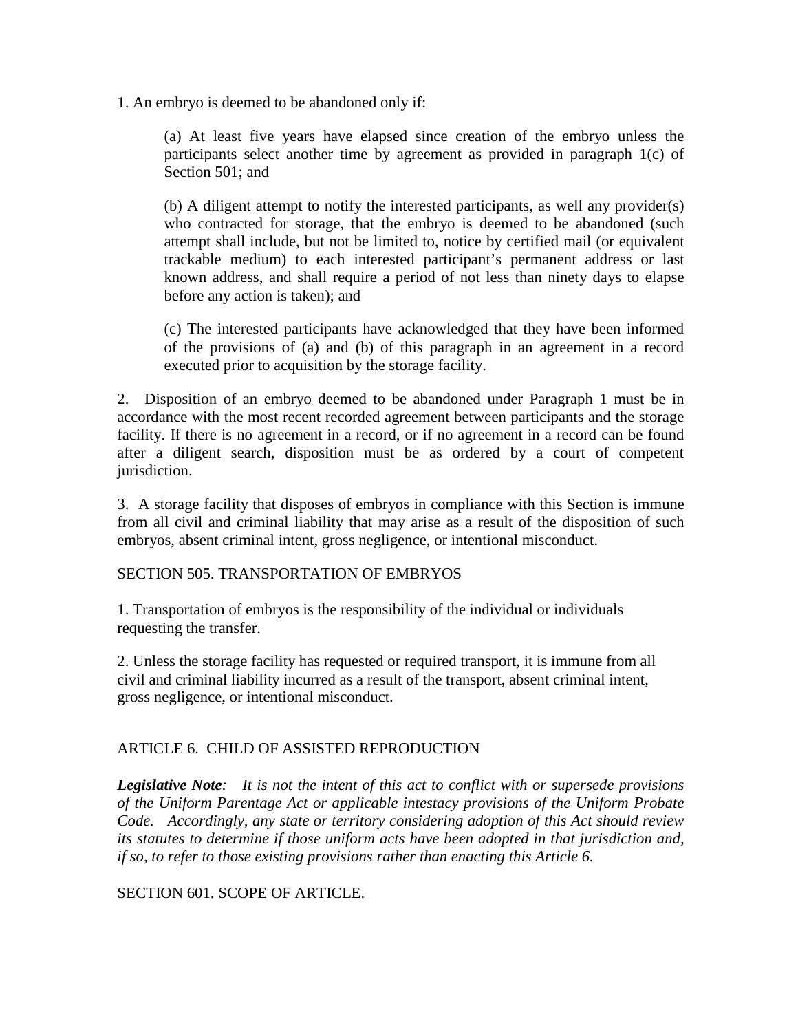1. An embryo is deemed to be abandoned only if:

(a) At least five years have elapsed since creation of the embryo unless the participants select another time by agreement as provided in paragraph 1(c) of Section 501; and

(b) A diligent attempt to notify the interested participants, as well any provider(s) who contracted for storage, that the embryo is deemed to be abandoned (such attempt shall include, but not be limited to, notice by certified mail (or equivalent trackable medium) to each interested participant's permanent address or last known address, and shall require a period of not less than ninety days to elapse before any action is taken); and

(c) The interested participants have acknowledged that they have been informed of the provisions of (a) and (b) of this paragraph in an agreement in a record executed prior to acquisition by the storage facility.

2. Disposition of an embryo deemed to be abandoned under Paragraph 1 must be in accordance with the most recent recorded agreement between participants and the storage facility. If there is no agreement in a record, or if no agreement in a record can be found after a diligent search, disposition must be as ordered by a court of competent jurisdiction.

3. A storage facility that disposes of embryos in compliance with this Section is immune from all civil and criminal liability that may arise as a result of the disposition of such embryos, absent criminal intent, gross negligence, or intentional misconduct.

SECTION 505. TRANSPORTATION OF EMBRYOS

1. Transportation of embryos is the responsibility of the individual or individuals requesting the transfer.

2. Unless the storage facility has requested or required transport, it is immune from all civil and criminal liability incurred as a result of the transport, absent criminal intent, gross negligence, or intentional misconduct.

ARTICLE 6. CHILD OF ASSISTED REPRODUCTION

***Legislative Note****: It is not the intent of this act to conflict with or supersede provisions of the Uniform Parentage Act or applicable intestacy provisions of the Uniform Probate Code. Accordingly, any state or territory considering adoption of this Act should review its statutes to determine if those uniform acts have been adopted in that jurisdiction and, if so, to refer to those existing provisions rather than enacting this Article 6.*

SECTION 601. SCOPE OF ARTICLE.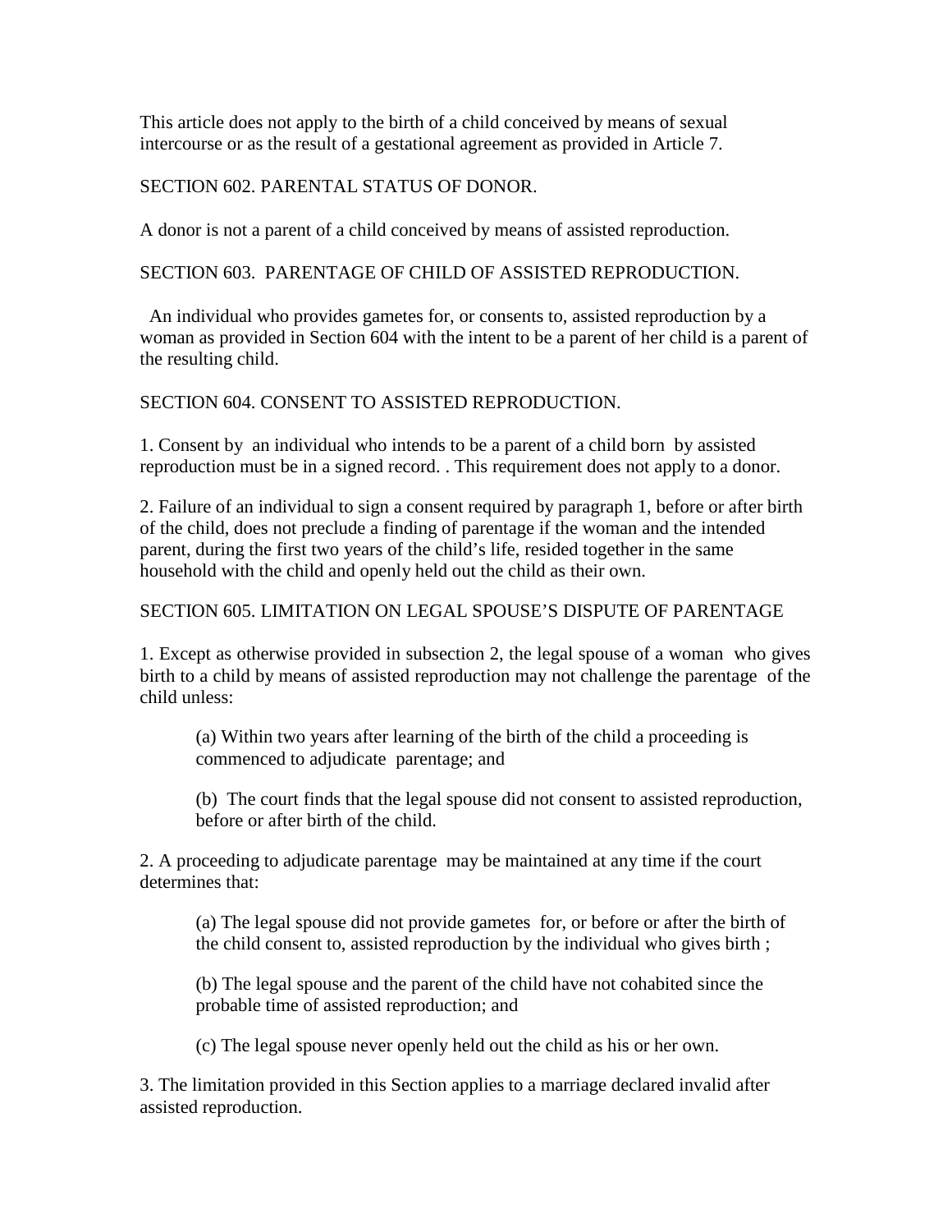This article does not apply to the birth of a child conceived by means of sexual intercourse or as the result of a gestational agreement as provided in Article 7.

SECTION 602. PARENTAL STATUS OF DONOR.

A donor is not a parent of a child conceived by means of assisted reproduction.

SECTION 603. PARENTAGE OF CHILD OF ASSISTED REPRODUCTION.

An individual who provides gametes for, or consents to, assisted reproduction by a woman as provided in Section 604 with the intent to be a parent of her child is a parent of the resulting child.

SECTION 604. CONSENT TO ASSISTED REPRODUCTION.

1. Consent by an individual who intends to be a parent of a child born by assisted reproduction must be in a signed record. . This requirement does not apply to a donor.

2. Failure of an individual to sign a consent required by paragraph 1, before or after birth of the child, does not preclude a finding of parentage if the woman and the intended parent, during the first two years of the child's life, resided together in the same household with the child and openly held out the child as their own.

SECTION 605. LIMITATION ON LEGAL SPOUSE'S DISPUTE OF PARENTAGE

1. Except as otherwise provided in subsection 2, the legal spouse of a woman who gives birth to a child by means of assisted reproduction may not challenge the parentage of the child unless:

> (a) Within two years after learning of the birth of the child a proceeding is commenced to adjudicate parentage; and
>
> (b) The court finds that the legal spouse did not consent to assisted reproduction, before or after birth of the child.

2. A proceeding to adjudicate parentage may be maintained at any time if the court determines that:

> (a) The legal spouse did not provide gametes for, or before or after the birth of the child consent to, assisted reproduction by the individual who gives birth ;
>
> (b) The legal spouse and the parent of the child have not cohabited since the probable time of assisted reproduction; and
>
> (c) The legal spouse never openly held out the child as his or her own.

3. The limitation provided in this Section applies to a marriage declared invalid after assisted reproduction.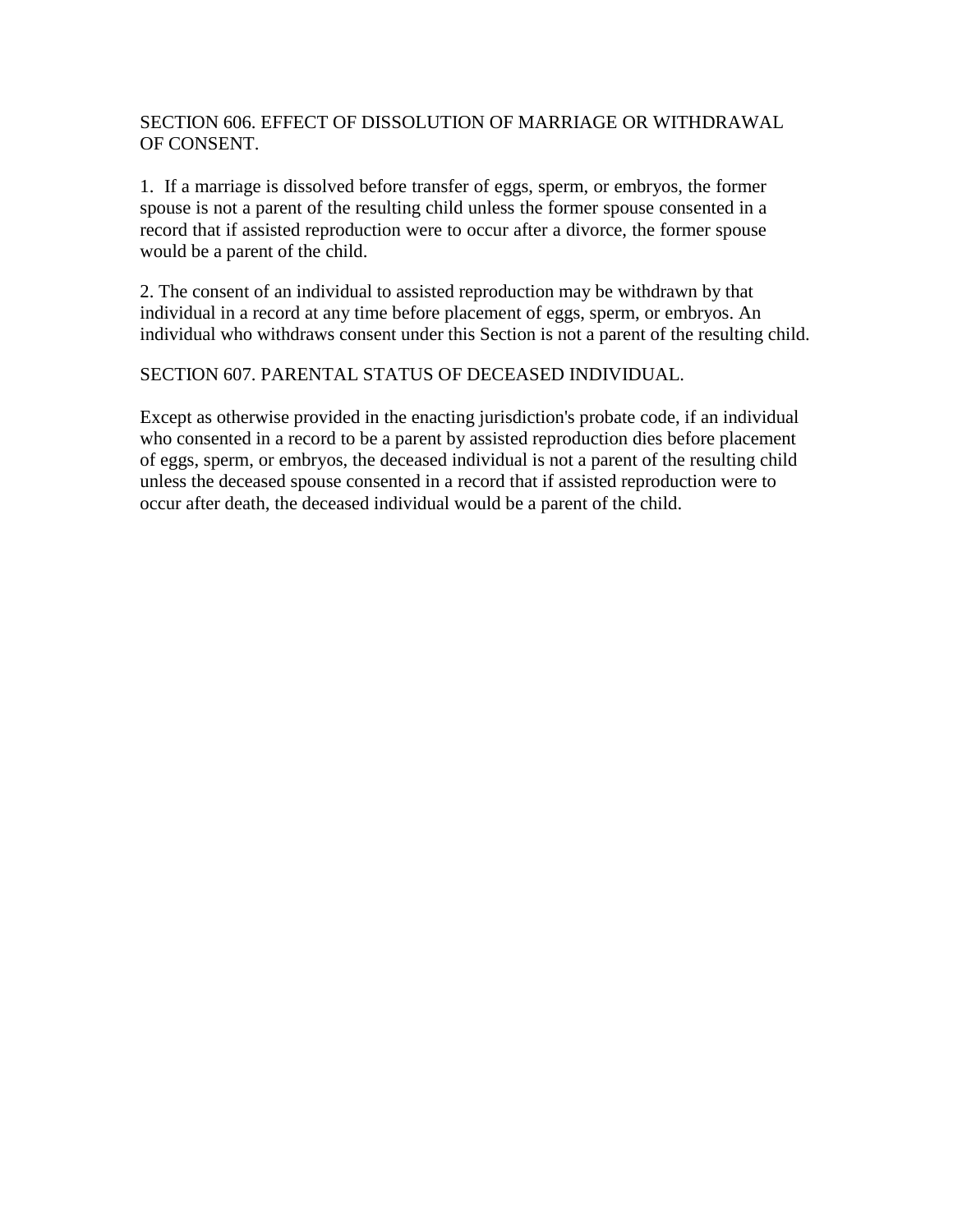## SECTION 606. EFFECT OF DISSOLUTION OF MARRIAGE OR WITHDRAWAL OF CONSENT.

1. If a marriage is dissolved before transfer of eggs, sperm, or embryos, the former spouse is not a parent of the resulting child unless the former spouse consented in a record that if assisted reproduction were to occur after a divorce, the former spouse would be a parent of the child.

2. The consent of an individual to assisted reproduction may be withdrawn by that individual in a record at any time before placement of eggs, sperm, or embryos. An individual who withdraws consent under this Section is not a parent of the resulting child.

## SECTION 607. PARENTAL STATUS OF DECEASED INDIVIDUAL.

Except as otherwise provided in the enacting jurisdiction's probate code, if an individual who consented in a record to be a parent by assisted reproduction dies before placement of eggs, sperm, or embryos, the deceased individual is not a parent of the resulting child unless the deceased spouse consented in a record that if assisted reproduction were to occur after death, the deceased individual would be a parent of the child.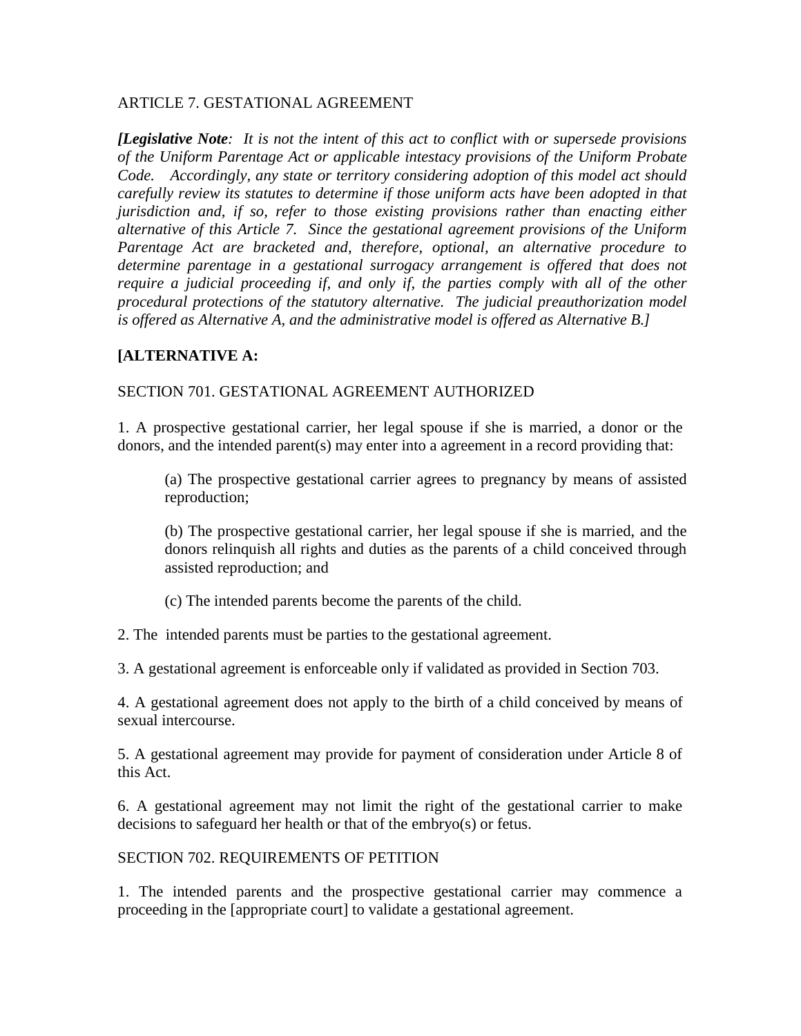ARTICLE 7. GESTATIONAL AGREEMENT

***[Legislative Note**: It is not the intent of this act to conflict with or supersede provisions of the Uniform Parentage Act or applicable intestacy provisions of the Uniform Probate Code. Accordingly, any state or territory considering adoption of this model act should carefully review its statutes to determine if those uniform acts have been adopted in that jurisdiction and, if so, refer to those existing provisions rather than enacting either alternative of this Article 7. Since the gestational agreement provisions of the Uniform Parentage Act are bracketed and, therefore, optional, an alternative procedure to determine parentage in a gestational surrogacy arrangement is offered that does not require a judicial proceeding if, and only if, the parties comply with all of the other procedural protections of the statutory alternative. The judicial preauthorization model is offered as Alternative A, and the administrative model is offered as Alternative B.]*

**[ALTERNATIVE A:**

SECTION 701. GESTATIONAL AGREEMENT AUTHORIZED

1. A prospective gestational carrier, her legal spouse if she is married, a donor or the donors, and the intended parent(s) may enter into a agreement in a record providing that:

   (a) The prospective gestational carrier agrees to pregnancy by means of assisted reproduction;

   (b) The prospective gestational carrier, her legal spouse if she is married, and the donors relinquish all rights and duties as the parents of a child conceived through assisted reproduction; and

   (c) The intended parents become the parents of the child.

2. The intended parents must be parties to the gestational agreement.

3. A gestational agreement is enforceable only if validated as provided in Section 703.

4. A gestational agreement does not apply to the birth of a child conceived by means of sexual intercourse.

5. A gestational agreement may provide for payment of consideration under Article 8 of this Act.

6. A gestational agreement may not limit the right of the gestational carrier to make decisions to safeguard her health or that of the embryo(s) or fetus.

SECTION 702. REQUIREMENTS OF PETITION

1. The intended parents and the prospective gestational carrier may commence a proceeding in the [appropriate court] to validate a gestational agreement.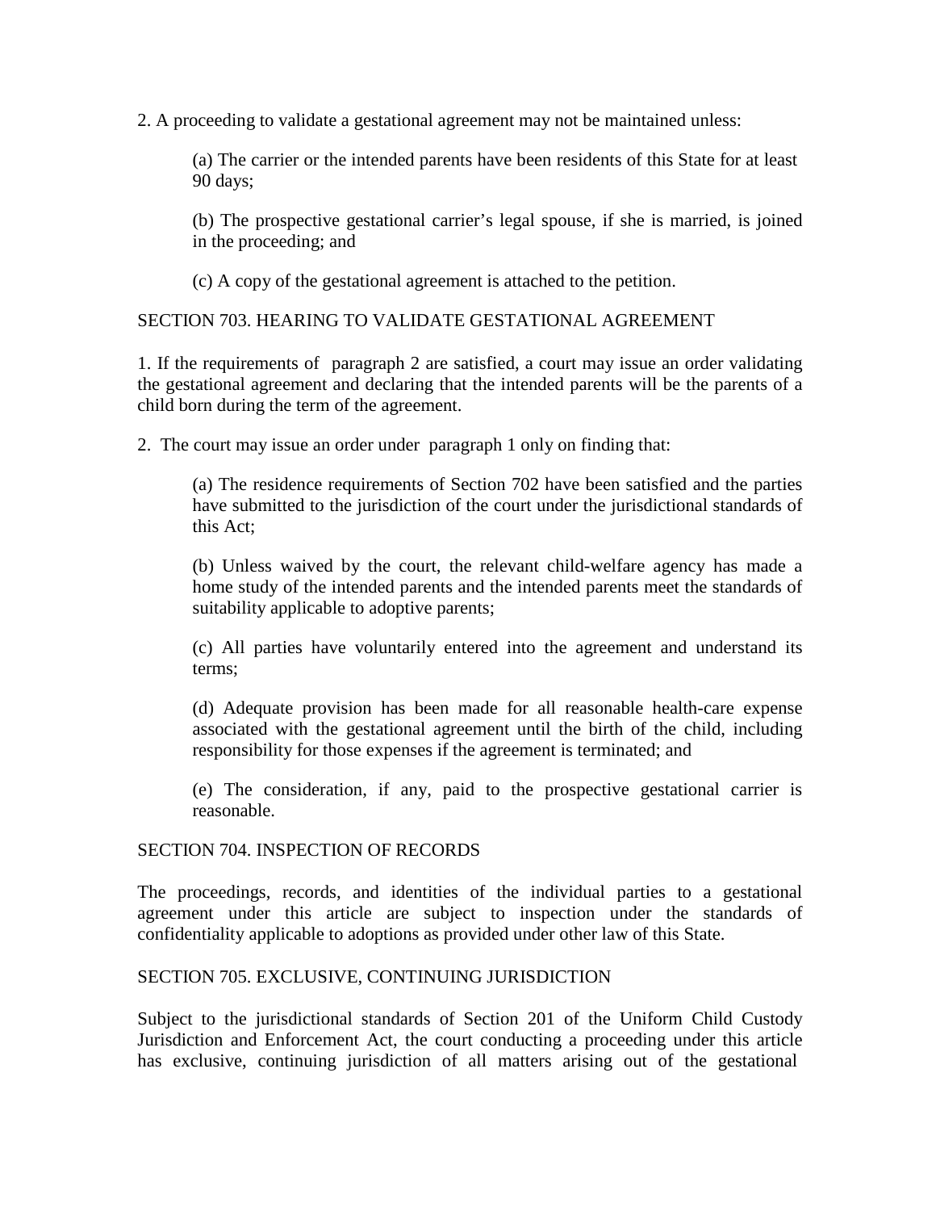2. A proceeding to validate a gestational agreement may not be maintained unless:

> (a) The carrier or the intended parents have been residents of this State for at least 90 days;
>
> (b) The prospective gestational carrier's legal spouse, if she is married, is joined in the proceeding; and
>
> (c) A copy of the gestational agreement is attached to the petition.

SECTION 703. HEARING TO VALIDATE GESTATIONAL AGREEMENT

1. If the requirements of paragraph 2 are satisfied, a court may issue an order validating the gestational agreement and declaring that the intended parents will be the parents of a child born during the term of the agreement.

2. The court may issue an order under paragraph 1 only on finding that:

> (a) The residence requirements of Section 702 have been satisfied and the parties have submitted to the jurisdiction of the court under the jurisdictional standards of this Act;
>
> (b) Unless waived by the court, the relevant child-welfare agency has made a home study of the intended parents and the intended parents meet the standards of suitability applicable to adoptive parents;
>
> (c) All parties have voluntarily entered into the agreement and understand its terms;
>
> (d) Adequate provision has been made for all reasonable health-care expense associated with the gestational agreement until the birth of the child, including responsibility for those expenses if the agreement is terminated; and
>
> (e) The consideration, if any, paid to the prospective gestational carrier is reasonable.

SECTION 704. INSPECTION OF RECORDS

The proceedings, records, and identities of the individual parties to a gestational agreement under this article are subject to inspection under the standards of confidentiality applicable to adoptions as provided under other law of this State.

SECTION 705. EXCLUSIVE, CONTINUING JURISDICTION

Subject to the jurisdictional standards of Section 201 of the Uniform Child Custody Jurisdiction and Enforcement Act, the court conducting a proceeding under this article has exclusive, continuing jurisdiction of all matters arising out of the gestational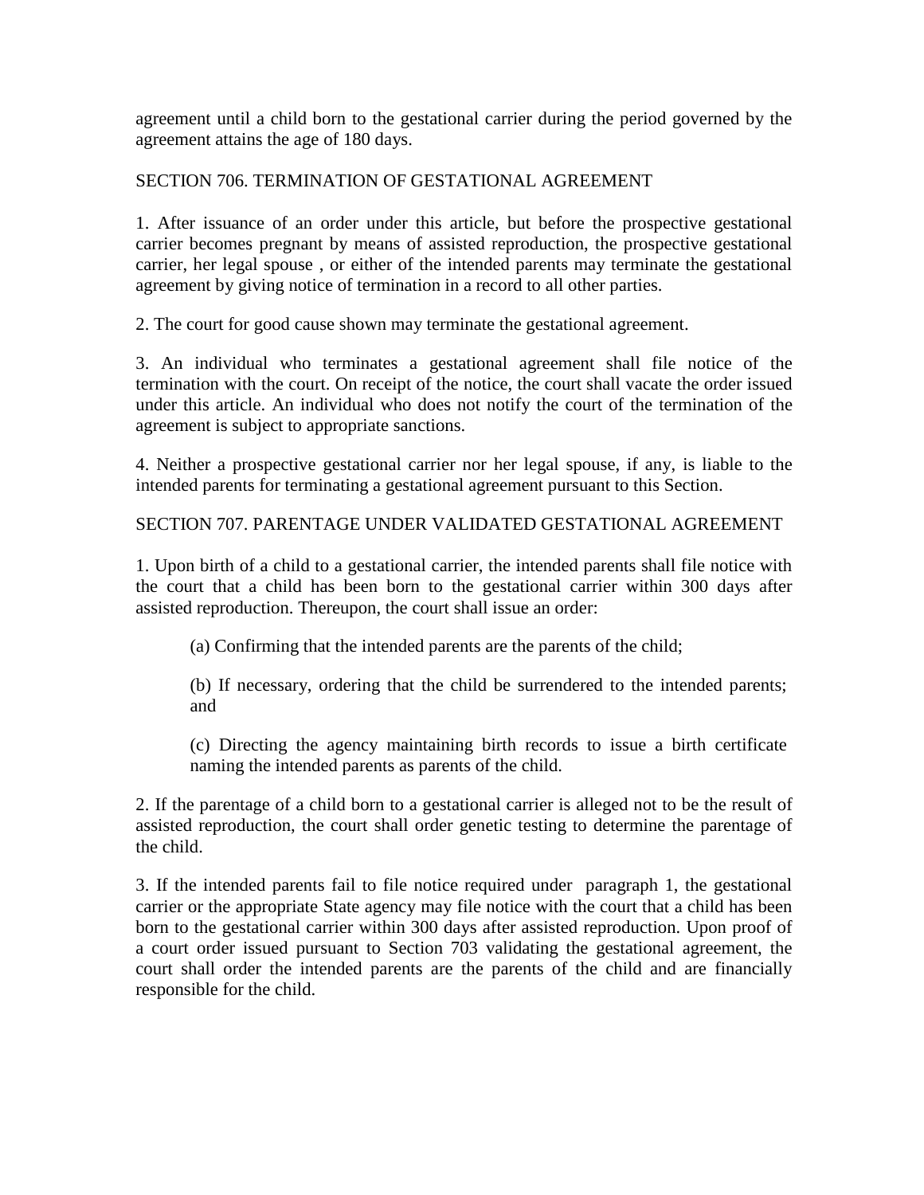agreement until a child born to the gestational carrier during the period governed by the agreement attains the age of 180 days.

## SECTION 706. TERMINATION OF GESTATIONAL AGREEMENT

1. After issuance of an order under this article, but before the prospective gestational carrier becomes pregnant by means of assisted reproduction, the prospective gestational carrier, her legal spouse , or either of the intended parents may terminate the gestational agreement by giving notice of termination in a record to all other parties.

2. The court for good cause shown may terminate the gestational agreement.

3. An individual who terminates a gestational agreement shall file notice of the termination with the court. On receipt of the notice, the court shall vacate the order issued under this article. An individual who does not notify the court of the termination of the agreement is subject to appropriate sanctions.

4. Neither a prospective gestational carrier nor her legal spouse, if any, is liable to the intended parents for terminating a gestational agreement pursuant to this Section.

## SECTION 707. PARENTAGE UNDER VALIDATED GESTATIONAL AGREEMENT

1. Upon birth of a child to a gestational carrier, the intended parents shall file notice with the court that a child has been born to the gestational carrier within 300 days after assisted reproduction. Thereupon, the court shall issue an order:

   (a) Confirming that the intended parents are the parents of the child;

   (b) If necessary, ordering that the child be surrendered to the intended parents; and

   (c) Directing the agency maintaining birth records to issue a birth certificate naming the intended parents as parents of the child.

2. If the parentage of a child born to a gestational carrier is alleged not to be the result of assisted reproduction, the court shall order genetic testing to determine the parentage of the child.

3. If the intended parents fail to file notice required under paragraph 1, the gestational carrier or the appropriate State agency may file notice with the court that a child has been born to the gestational carrier within 300 days after assisted reproduction. Upon proof of a court order issued pursuant to Section 703 validating the gestational agreement, the court shall order the intended parents are the parents of the child and are financially responsible for the child.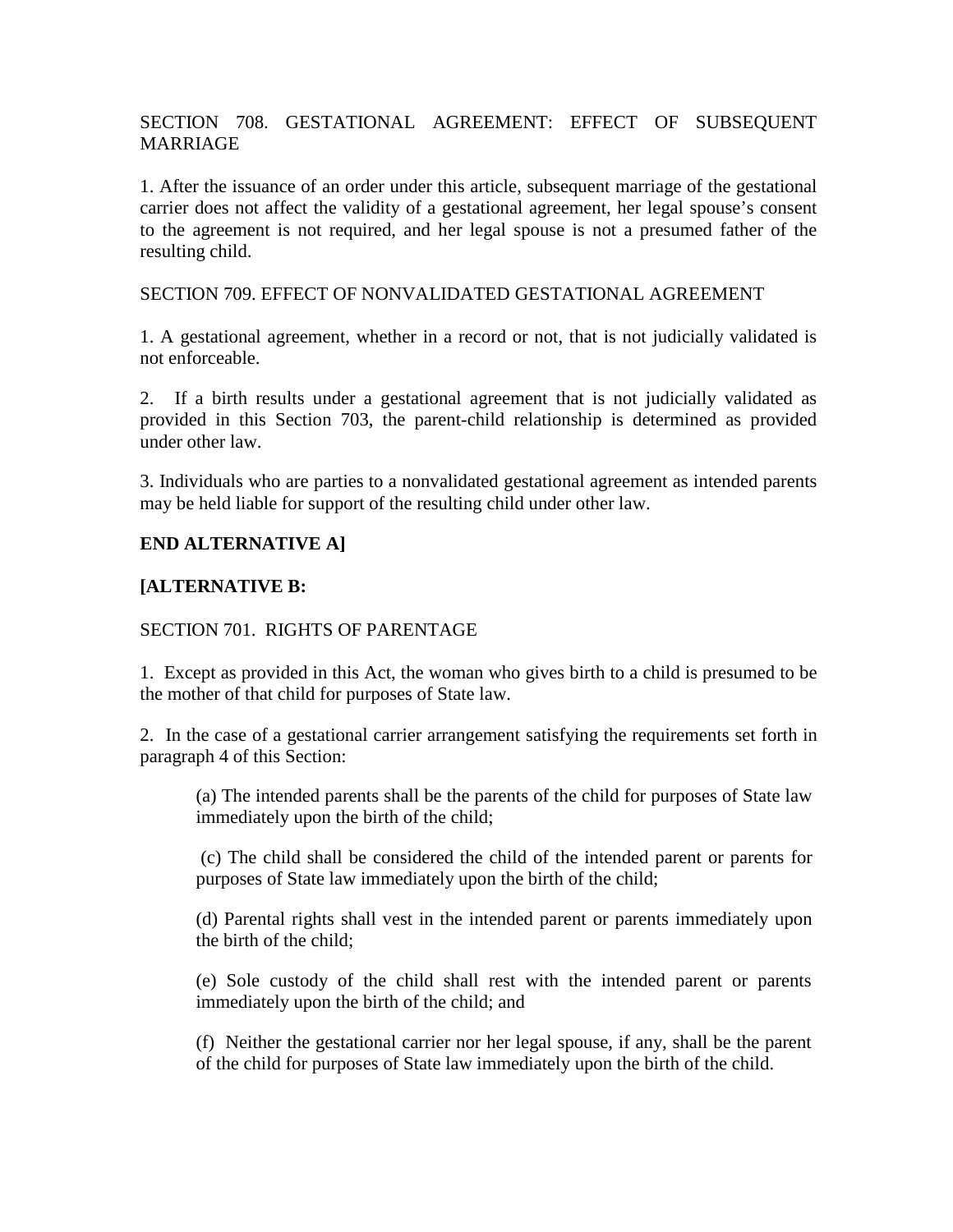SECTION 708. GESTATIONAL AGREEMENT: EFFECT OF SUBSEQUENT MARRIAGE

1. After the issuance of an order under this article, subsequent marriage of the gestational carrier does not affect the validity of a gestational agreement, her legal spouse's consent to the agreement is not required, and her legal spouse is not a presumed father of the resulting child.

SECTION 709. EFFECT OF NONVALIDATED GESTATIONAL AGREEMENT

1. A gestational agreement, whether in a record or not, that is not judicially validated is not enforceable.

2. If a birth results under a gestational agreement that is not judicially validated as provided in this Section 703, the parent-child relationship is determined as provided under other law.

3. Individuals who are parties to a nonvalidated gestational agreement as intended parents may be held liable for support of the resulting child under other law.

**END ALTERNATIVE A]**

**[ALTERNATIVE B:**

SECTION 701. RIGHTS OF PARENTAGE

1. Except as provided in this Act, the woman who gives birth to a child is presumed to be the mother of that child for purposes of State law.

2. In the case of a gestational carrier arrangement satisfying the requirements set forth in paragraph 4 of this Section:

> (a) The intended parents shall be the parents of the child for purposes of State law immediately upon the birth of the child;
>
> (c) The child shall be considered the child of the intended parent or parents for purposes of State law immediately upon the birth of the child;
>
> (d) Parental rights shall vest in the intended parent or parents immediately upon the birth of the child;
>
> (e) Sole custody of the child shall rest with the intended parent or parents immediately upon the birth of the child; and
>
> (f) Neither the gestational carrier nor her legal spouse, if any, shall be the parent of the child for purposes of State law immediately upon the birth of the child.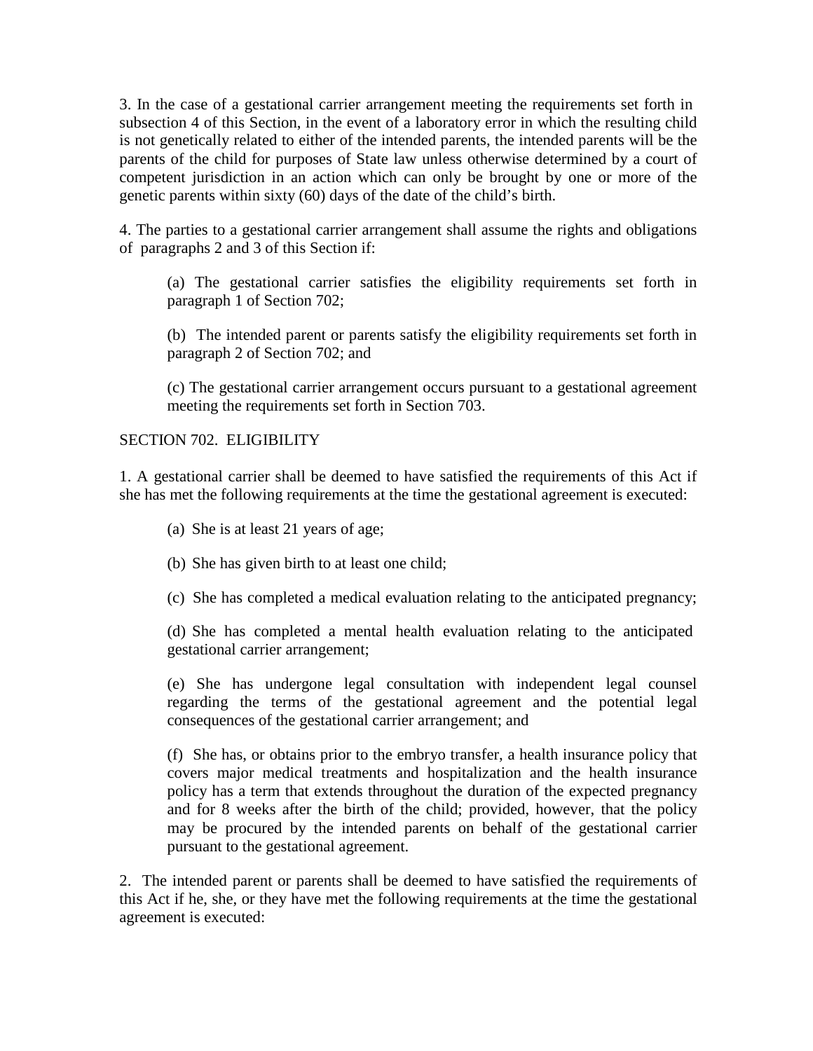3. In the case of a gestational carrier arrangement meeting the requirements set forth in subsection 4 of this Section, in the event of a laboratory error in which the resulting child is not genetically related to either of the intended parents, the intended parents will be the parents of the child for purposes of State law unless otherwise determined by a court of competent jurisdiction in an action which can only be brought by one or more of the genetic parents within sixty (60) days of the date of the child's birth.

4. The parties to a gestational carrier arrangement shall assume the rights and obligations of paragraphs 2 and 3 of this Section if:

(a) The gestational carrier satisfies the eligibility requirements set forth in paragraph 1 of Section 702;

(b) The intended parent or parents satisfy the eligibility requirements set forth in paragraph 2 of Section 702; and

(c) The gestational carrier arrangement occurs pursuant to a gestational agreement meeting the requirements set forth in Section 703.

## SECTION 702. ELIGIBILITY

1. A gestational carrier shall be deemed to have satisfied the requirements of this Act if she has met the following requirements at the time the gestational agreement is executed:

(a) She is at least 21 years of age;

(b) She has given birth to at least one child;

(c) She has completed a medical evaluation relating to the anticipated pregnancy;

(d) She has completed a mental health evaluation relating to the anticipated gestational carrier arrangement;

(e) She has undergone legal consultation with independent legal counsel regarding the terms of the gestational agreement and the potential legal consequences of the gestational carrier arrangement; and

(f) She has, or obtains prior to the embryo transfer, a health insurance policy that covers major medical treatments and hospitalization and the health insurance policy has a term that extends throughout the duration of the expected pregnancy and for 8 weeks after the birth of the child; provided, however, that the policy may be procured by the intended parents on behalf of the gestational carrier pursuant to the gestational agreement.

2. The intended parent or parents shall be deemed to have satisfied the requirements of this Act if he, she, or they have met the following requirements at the time the gestational agreement is executed: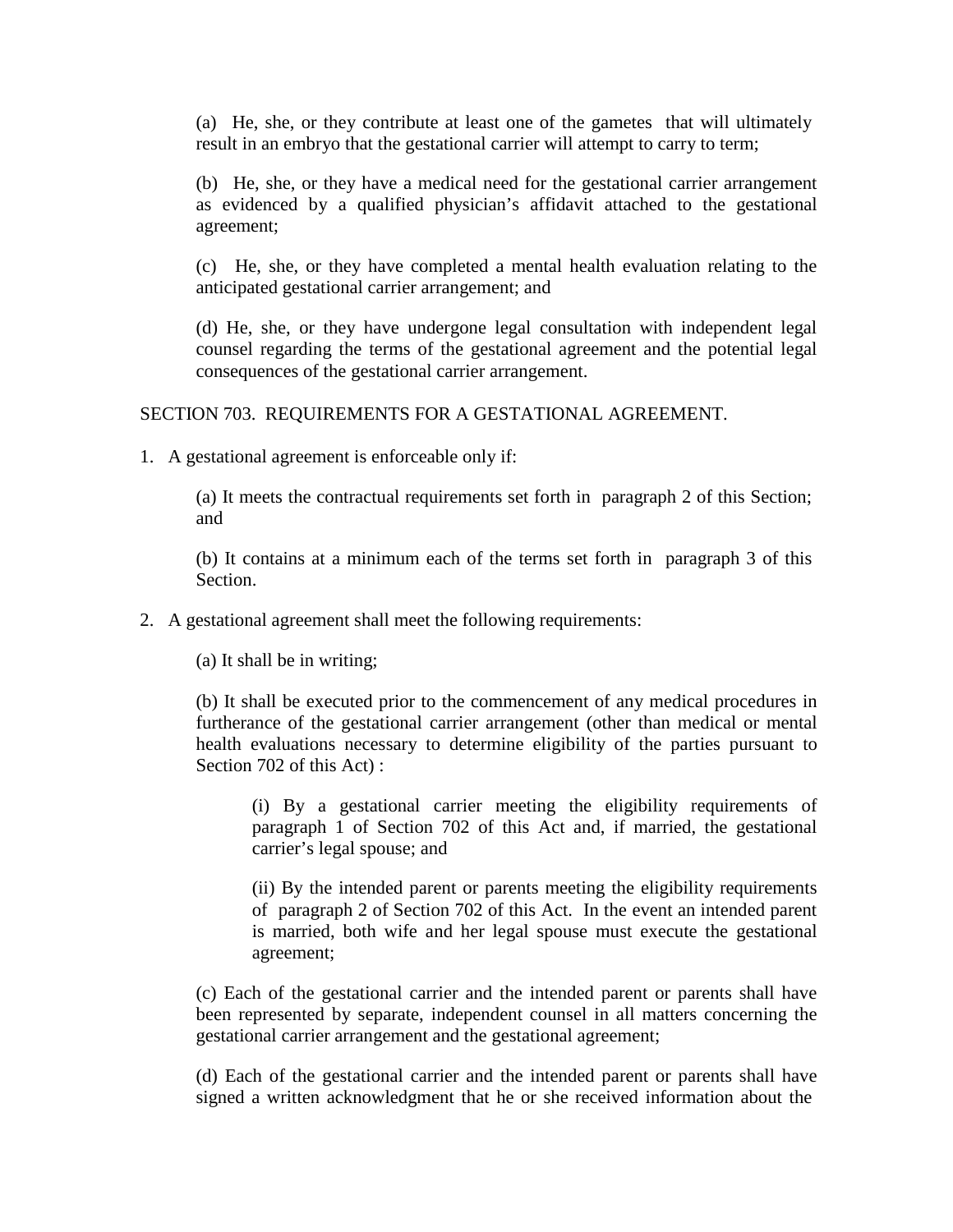(a) He, she, or they contribute at least one of the gametes that will ultimately result in an embryo that the gestational carrier will attempt to carry to term;

(b) He, she, or they have a medical need for the gestational carrier arrangement as evidenced by a qualified physician's affidavit attached to the gestational agreement;

(c) He, she, or they have completed a mental health evaluation relating to the anticipated gestational carrier arrangement; and

(d) He, she, or they have undergone legal consultation with independent legal counsel regarding the terms of the gestational agreement and the potential legal consequences of the gestational carrier arrangement.

SECTION 703. REQUIREMENTS FOR A GESTATIONAL AGREEMENT.

1. A gestational agreement is enforceable only if:

   (a) It meets the contractual requirements set forth in paragraph 2 of this Section; and

   (b) It contains at a minimum each of the terms set forth in paragraph 3 of this Section.

2. A gestational agreement shall meet the following requirements:

   (a) It shall be in writing;

   (b) It shall be executed prior to the commencement of any medical procedures in furtherance of the gestational carrier arrangement (other than medical or mental health evaluations necessary to determine eligibility of the parties pursuant to Section 702 of this Act) :

      (i) By a gestational carrier meeting the eligibility requirements of paragraph 1 of Section 702 of this Act and, if married, the gestational carrier's legal spouse; and

      (ii) By the intended parent or parents meeting the eligibility requirements of paragraph 2 of Section 702 of this Act. In the event an intended parent is married, both wife and her legal spouse must execute the gestational agreement;

   (c) Each of the gestational carrier and the intended parent or parents shall have been represented by separate, independent counsel in all matters concerning the gestational carrier arrangement and the gestational agreement;

   (d) Each of the gestational carrier and the intended parent or parents shall have signed a written acknowledgment that he or she received information about the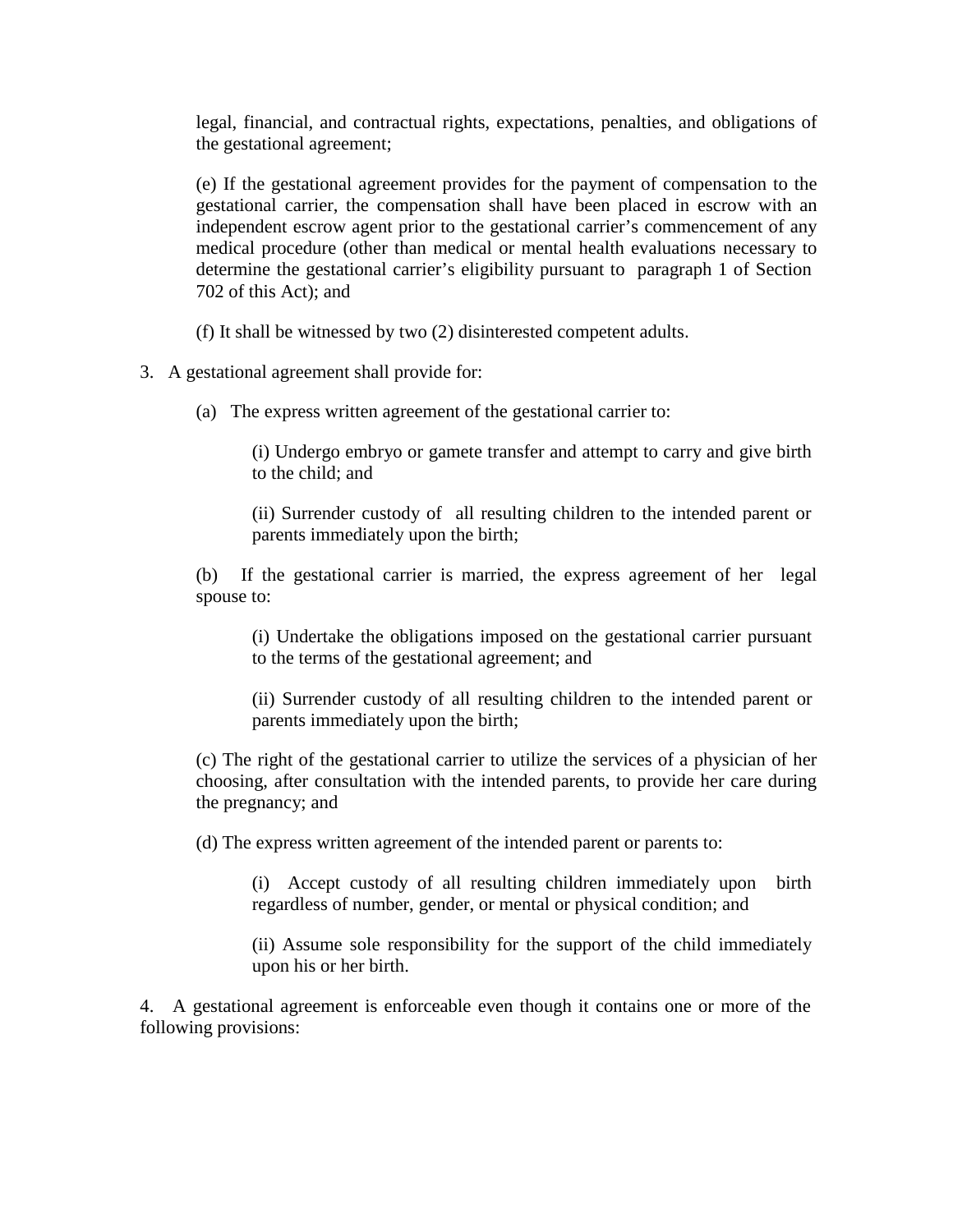legal, financial, and contractual rights, expectations, penalties, and obligations of the gestational agreement;

(e) If the gestational agreement provides for the payment of compensation to the gestational carrier, the compensation shall have been placed in escrow with an independent escrow agent prior to the gestational carrier's commencement of any medical procedure (other than medical or mental health evaluations necessary to determine the gestational carrier's eligibility pursuant to paragraph 1 of Section 702 of this Act); and

(f) It shall be witnessed by two (2) disinterested competent adults.

3. A gestational agreement shall provide for:

(a) The express written agreement of the gestational carrier to:

(i) Undergo embryo or gamete transfer and attempt to carry and give birth to the child; and

(ii) Surrender custody of all resulting children to the intended parent or parents immediately upon the birth;

(b) If the gestational carrier is married, the express agreement of her legal spouse to:

(i) Undertake the obligations imposed on the gestational carrier pursuant to the terms of the gestational agreement; and

(ii) Surrender custody of all resulting children to the intended parent or parents immediately upon the birth;

(c) The right of the gestational carrier to utilize the services of a physician of her choosing, after consultation with the intended parents, to provide her care during the pregnancy; and

(d) The express written agreement of the intended parent or parents to:

(i) Accept custody of all resulting children immediately upon birth regardless of number, gender, or mental or physical condition; and

(ii) Assume sole responsibility for the support of the child immediately upon his or her birth.

4. A gestational agreement is enforceable even though it contains one or more of the following provisions: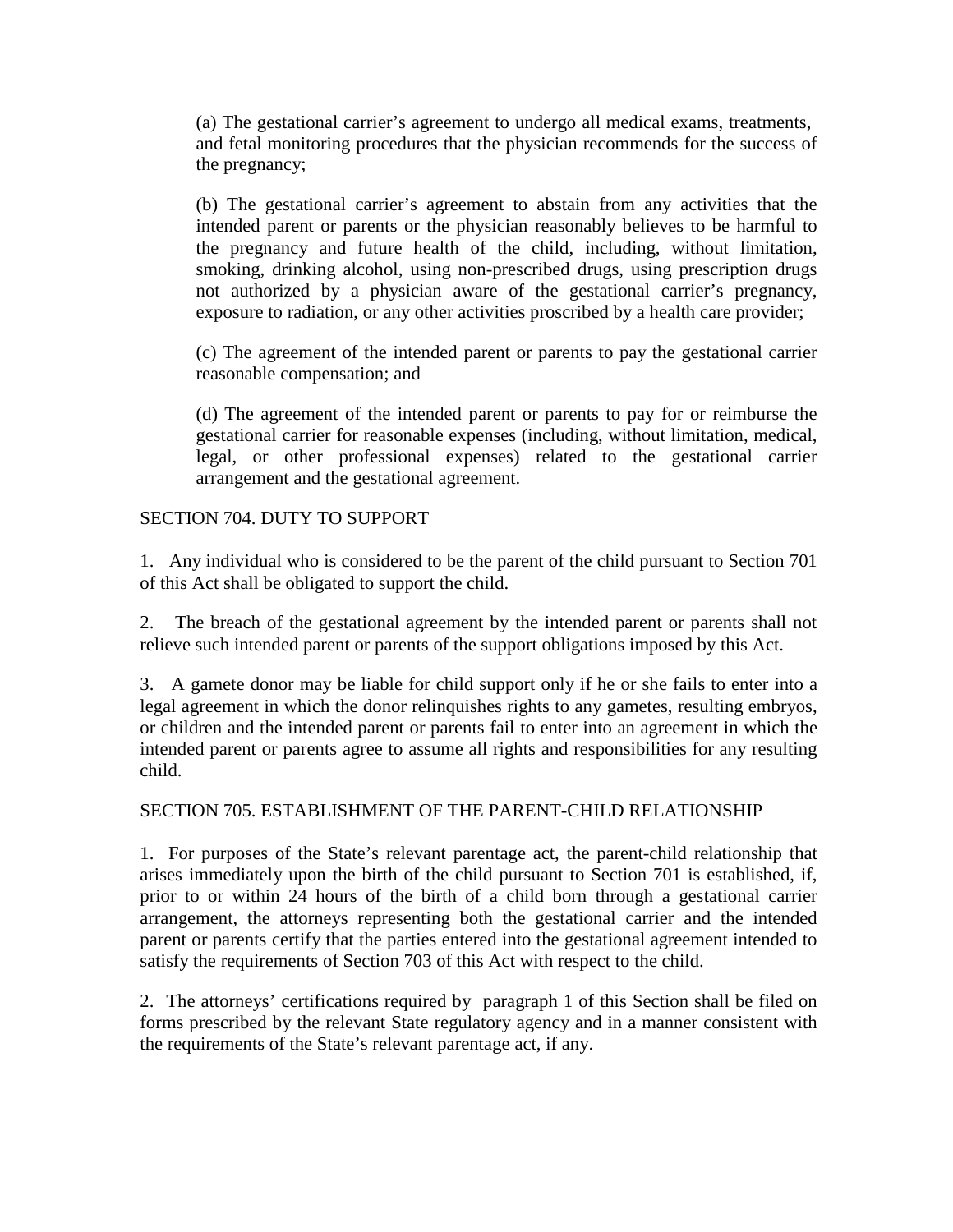(a) The gestational carrier's agreement to undergo all medical exams, treatments, and fetal monitoring procedures that the physician recommends for the success of the pregnancy;

(b) The gestational carrier's agreement to abstain from any activities that the intended parent or parents or the physician reasonably believes to be harmful to the pregnancy and future health of the child, including, without limitation, smoking, drinking alcohol, using non-prescribed drugs, using prescription drugs not authorized by a physician aware of the gestational carrier's pregnancy, exposure to radiation, or any other activities proscribed by a health care provider;

(c) The agreement of the intended parent or parents to pay the gestational carrier reasonable compensation; and

(d) The agreement of the intended parent or parents to pay for or reimburse the gestational carrier for reasonable expenses (including, without limitation, medical, legal, or other professional expenses) related to the gestational carrier arrangement and the gestational agreement.

## SECTION 704. DUTY TO SUPPORT

1. Any individual who is considered to be the parent of the child pursuant to Section 701 of this Act shall be obligated to support the child.

2. The breach of the gestational agreement by the intended parent or parents shall not relieve such intended parent or parents of the support obligations imposed by this Act.

3. A gamete donor may be liable for child support only if he or she fails to enter into a legal agreement in which the donor relinquishes rights to any gametes, resulting embryos, or children and the intended parent or parents fail to enter into an agreement in which the intended parent or parents agree to assume all rights and responsibilities for any resulting child.

## SECTION 705. ESTABLISHMENT OF THE PARENT-CHILD RELATIONSHIP

1. For purposes of the State's relevant parentage act, the parent-child relationship that arises immediately upon the birth of the child pursuant to Section 701 is established, if, prior to or within 24 hours of the birth of a child born through a gestational carrier arrangement, the attorneys representing both the gestational carrier and the intended parent or parents certify that the parties entered into the gestational agreement intended to satisfy the requirements of Section 703 of this Act with respect to the child.

2. The attorneys' certifications required by paragraph 1 of this Section shall be filed on forms prescribed by the relevant State regulatory agency and in a manner consistent with the requirements of the State's relevant parentage act, if any.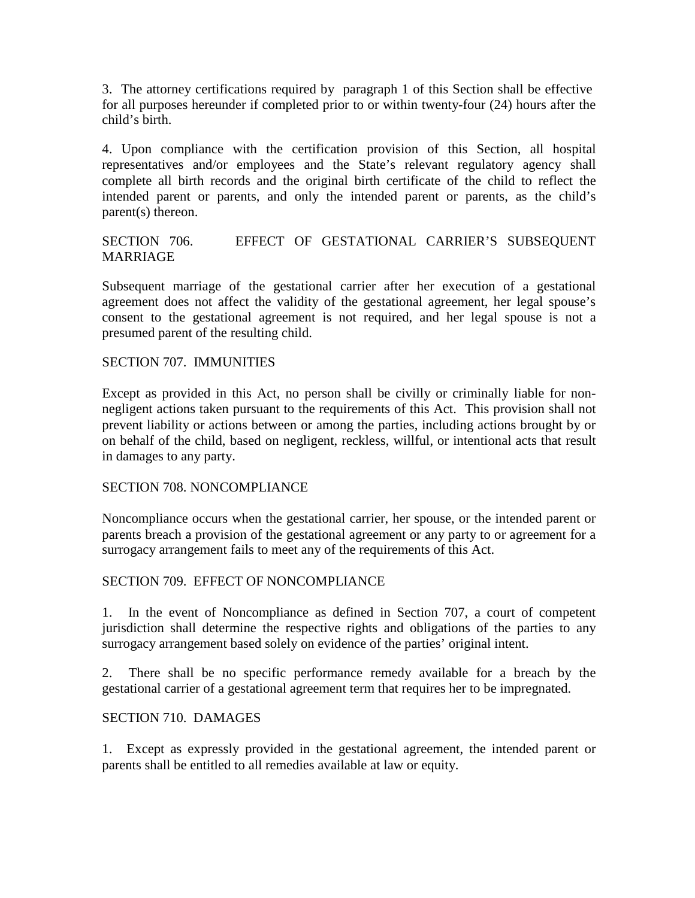3. The attorney certifications required by paragraph 1 of this Section shall be effective for all purposes hereunder if completed prior to or within twenty-four (24) hours after the child's birth.

4. Upon compliance with the certification provision of this Section, all hospital representatives and/or employees and the State's relevant regulatory agency shall complete all birth records and the original birth certificate of the child to reflect the intended parent or parents, and only the intended parent or parents, as the child's parent(s) thereon.

### SECTION 706. EFFECT OF GESTATIONAL CARRIER'S SUBSEQUENT MARRIAGE

Subsequent marriage of the gestational carrier after her execution of a gestational agreement does not affect the validity of the gestational agreement, her legal spouse's consent to the gestational agreement is not required, and her legal spouse is not a presumed parent of the resulting child.

### SECTION 707. IMMUNITIES

Except as provided in this Act, no person shall be civilly or criminally liable for non-negligent actions taken pursuant to the requirements of this Act. This provision shall not prevent liability or actions between or among the parties, including actions brought by or on behalf of the child, based on negligent, reckless, willful, or intentional acts that result in damages to any party.

### SECTION 708. NONCOMPLIANCE

Noncompliance occurs when the gestational carrier, her spouse, or the intended parent or parents breach a provision of the gestational agreement or any party to or agreement for a surrogacy arrangement fails to meet any of the requirements of this Act.

### SECTION 709. EFFECT OF NONCOMPLIANCE

1. In the event of Noncompliance as defined in Section 707, a court of competent jurisdiction shall determine the respective rights and obligations of the parties to any surrogacy arrangement based solely on evidence of the parties' original intent.

2. There shall be no specific performance remedy available for a breach by the gestational carrier of a gestational agreement term that requires her to be impregnated.

### SECTION 710. DAMAGES

1. Except as expressly provided in the gestational agreement, the intended parent or parents shall be entitled to all remedies available at law or equity.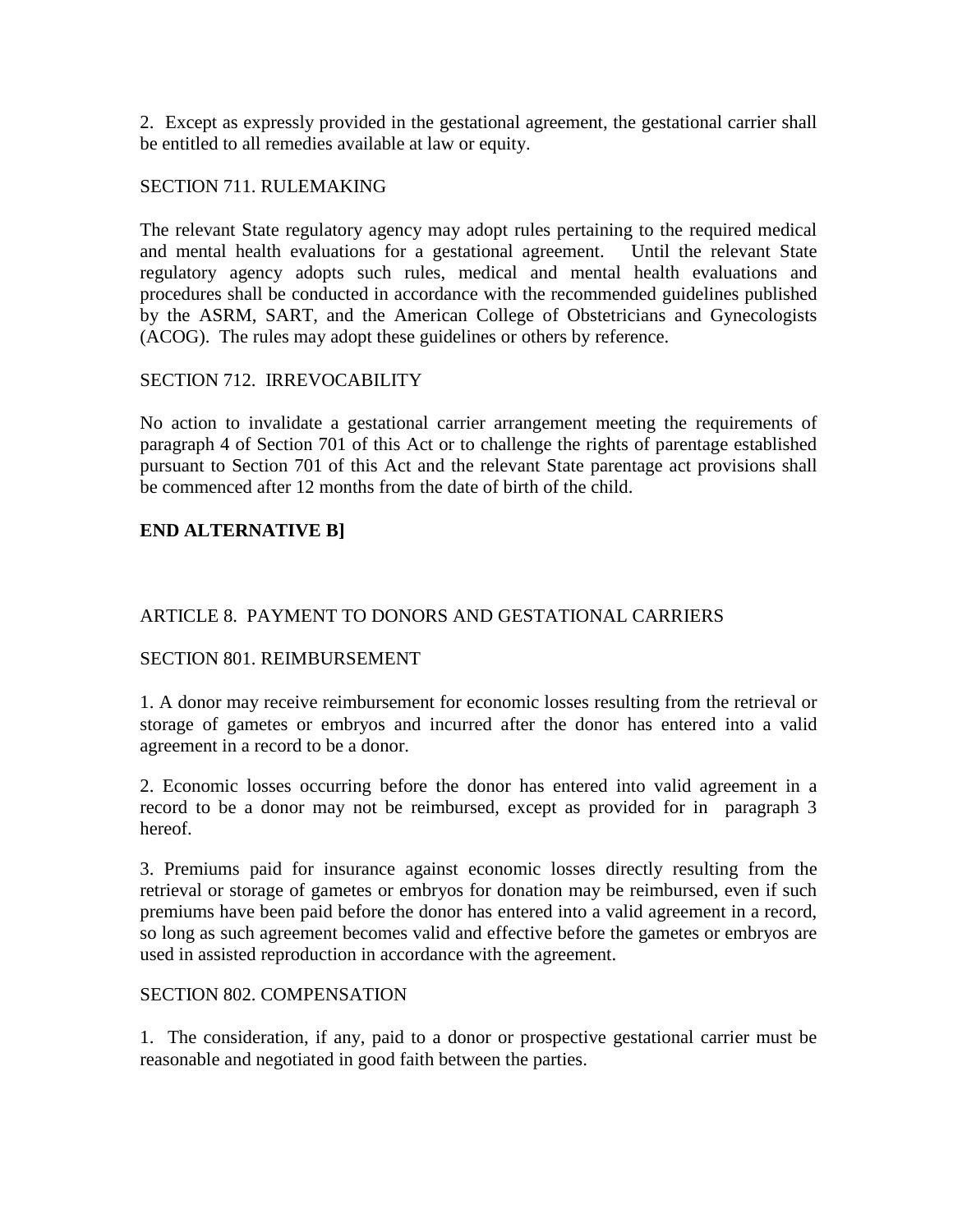2. Except as expressly provided in the gestational agreement, the gestational carrier shall be entitled to all remedies available at law or equity.

## SECTION 711. RULEMAKING

The relevant State regulatory agency may adopt rules pertaining to the required medical and mental health evaluations for a gestational agreement. Until the relevant State regulatory agency adopts such rules, medical and mental health evaluations and procedures shall be conducted in accordance with the recommended guidelines published by the ASRM, SART, and the American College of Obstetricians and Gynecologists (ACOG). The rules may adopt these guidelines or others by reference.

## SECTION 712. IRREVOCABILITY

No action to invalidate a gestational carrier arrangement meeting the requirements of paragraph 4 of Section 701 of this Act or to challenge the rights of parentage established pursuant to Section 701 of this Act and the relevant State parentage act provisions shall be commenced after 12 months from the date of birth of the child.

**END ALTERNATIVE B]**

# ARTICLE 8. PAYMENT TO DONORS AND GESTATIONAL CARRIERS

## SECTION 801. REIMBURSEMENT

1. A donor may receive reimbursement for economic losses resulting from the retrieval or storage of gametes or embryos and incurred after the donor has entered into a valid agreement in a record to be a donor.

2. Economic losses occurring before the donor has entered into valid agreement in a record to be a donor may not be reimbursed, except as provided for in paragraph 3 hereof.

3. Premiums paid for insurance against economic losses directly resulting from the retrieval or storage of gametes or embryos for donation may be reimbursed, even if such premiums have been paid before the donor has entered into a valid agreement in a record, so long as such agreement becomes valid and effective before the gametes or embryos are used in assisted reproduction in accordance with the agreement.

## SECTION 802. COMPENSATION

1. The consideration, if any, paid to a donor or prospective gestational carrier must be reasonable and negotiated in good faith between the parties.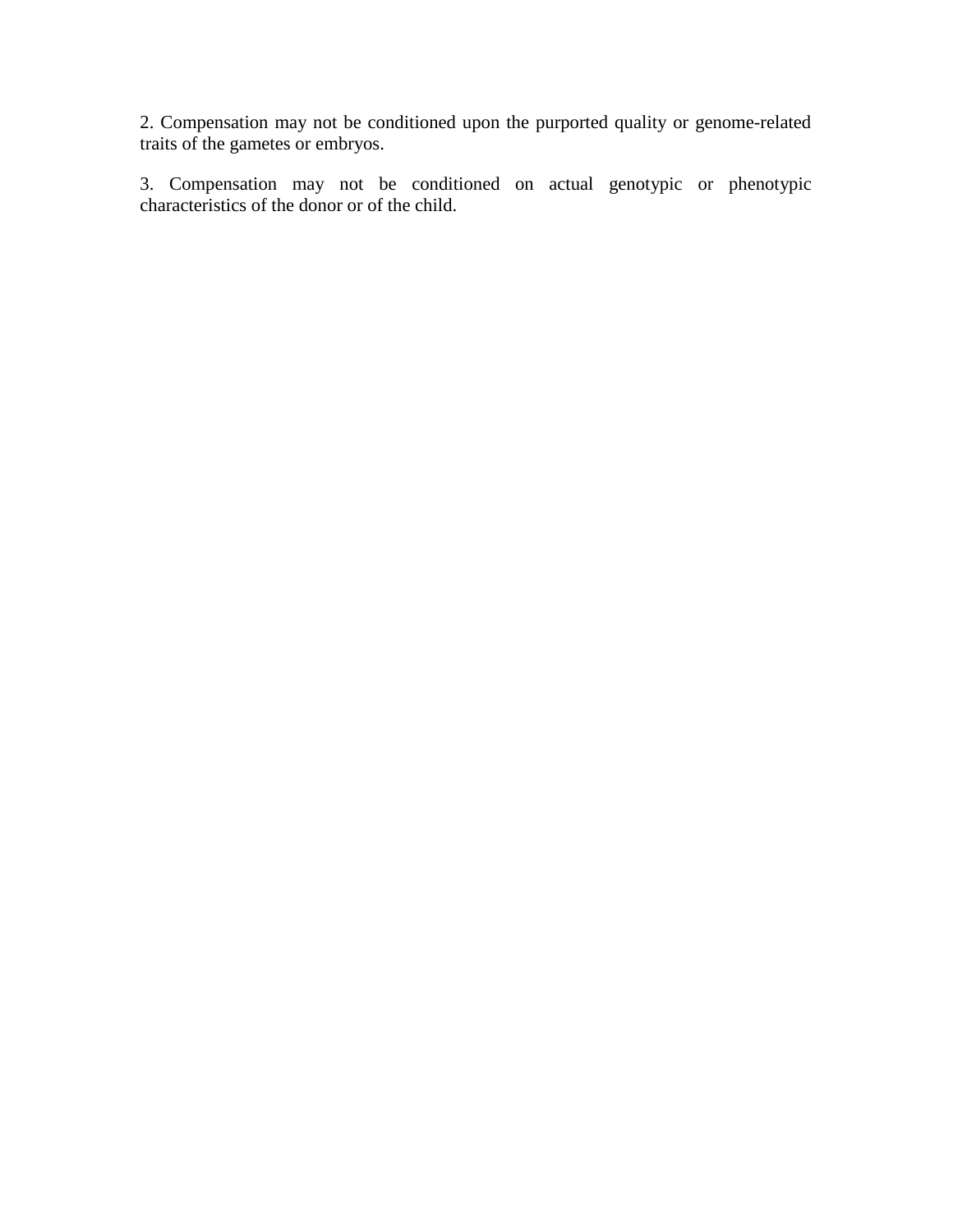2. Compensation may not be conditioned upon the purported quality or genome-related traits of the gametes or embryos.

3. Compensation may not be conditioned on actual genotypic or phenotypic characteristics of the donor or of the child.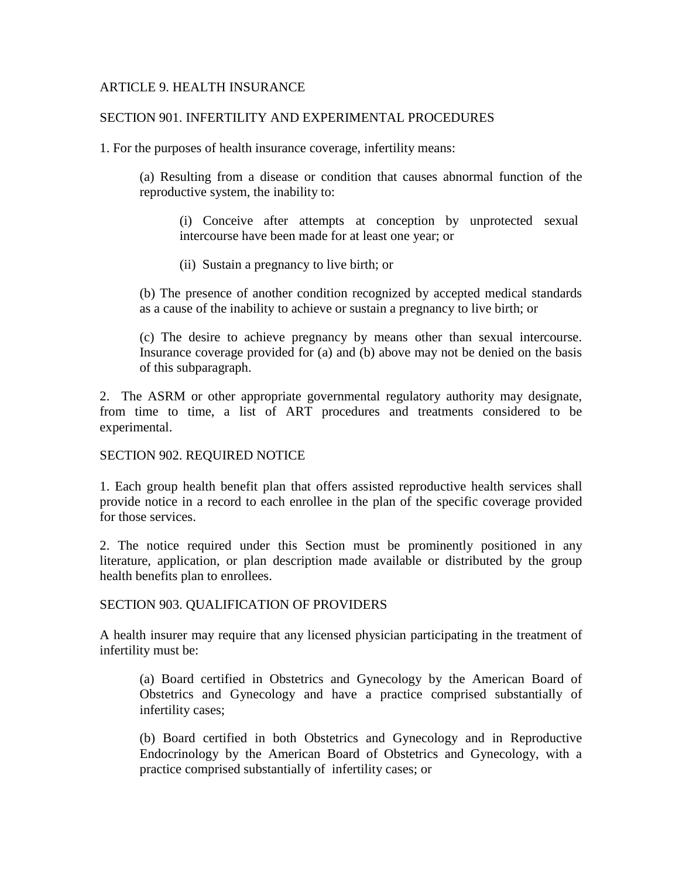## ARTICLE 9. HEALTH INSURANCE

### SECTION 901. INFERTILITY AND EXPERIMENTAL PROCEDURES

1. For the purposes of health insurance coverage, infertility means:

   (a) Resulting from a disease or condition that causes abnormal function of the reproductive system, the inability to:

      (i) Conceive after attempts at conception by unprotected sexual intercourse have been made for at least one year; or

      (ii) Sustain a pregnancy to live birth; or

   (b) The presence of another condition recognized by accepted medical standards as a cause of the inability to achieve or sustain a pregnancy to live birth; or

   (c) The desire to achieve pregnancy by means other than sexual intercourse. Insurance coverage provided for (a) and (b) above may not be denied on the basis of this subparagraph.

2. The ASRM or other appropriate governmental regulatory authority may designate, from time to time, a list of ART procedures and treatments considered to be experimental.

### SECTION 902. REQUIRED NOTICE

1. Each group health benefit plan that offers assisted reproductive health services shall provide notice in a record to each enrollee in the plan of the specific coverage provided for those services.

2. The notice required under this Section must be prominently positioned in any literature, application, or plan description made available or distributed by the group health benefits plan to enrollees.

### SECTION 903. QUALIFICATION OF PROVIDERS

A health insurer may require that any licensed physician participating in the treatment of infertility must be:

   (a) Board certified in Obstetrics and Gynecology by the American Board of Obstetrics and Gynecology and have a practice comprised substantially of infertility cases;

   (b) Board certified in both Obstetrics and Gynecology and in Reproductive Endocrinology by the American Board of Obstetrics and Gynecology, with a practice comprised substantially of infertility cases; or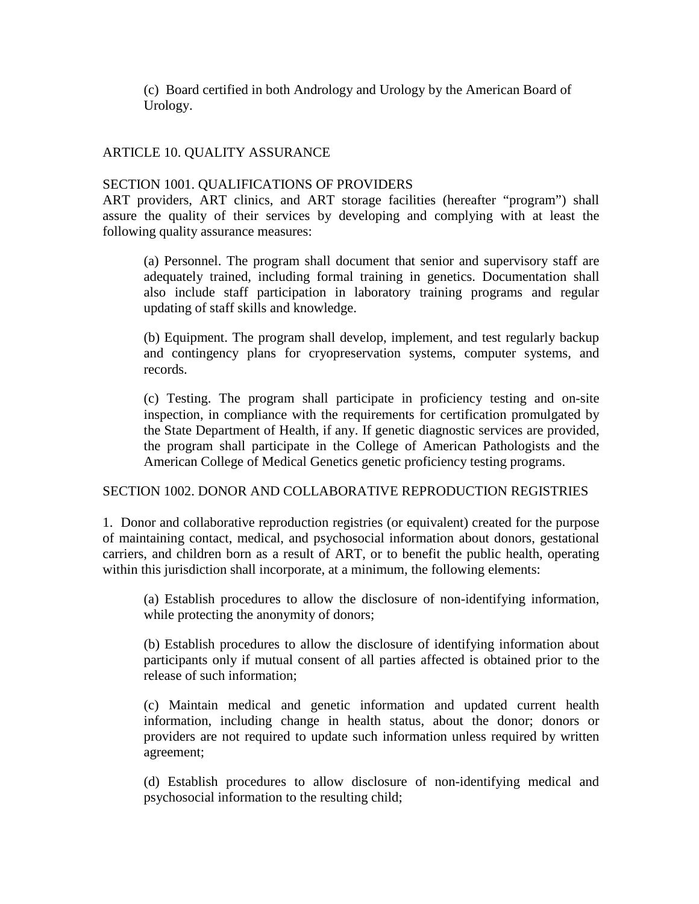(c) Board certified in both Andrology and Urology by the American Board of Urology.

## ARTICLE 10. QUALITY ASSURANCE

### SECTION 1001. QUALIFICATIONS OF PROVIDERS

ART providers, ART clinics, and ART storage facilities (hereafter "program") shall assure the quality of their services by developing and complying with at least the following quality assurance measures:

(a) Personnel. The program shall document that senior and supervisory staff are adequately trained, including formal training in genetics. Documentation shall also include staff participation in laboratory training programs and regular updating of staff skills and knowledge.

(b) Equipment. The program shall develop, implement, and test regularly backup and contingency plans for cryopreservation systems, computer systems, and records.

(c) Testing. The program shall participate in proficiency testing and on-site inspection, in compliance with the requirements for certification promulgated by the State Department of Health, if any. If genetic diagnostic services are provided, the program shall participate in the College of American Pathologists and the American College of Medical Genetics genetic proficiency testing programs.

### SECTION 1002. DONOR AND COLLABORATIVE REPRODUCTION REGISTRIES

1. Donor and collaborative reproduction registries (or equivalent) created for the purpose of maintaining contact, medical, and psychosocial information about donors, gestational carriers, and children born as a result of ART, or to benefit the public health, operating within this jurisdiction shall incorporate, at a minimum, the following elements:

(a) Establish procedures to allow the disclosure of non-identifying information, while protecting the anonymity of donors;

(b) Establish procedures to allow the disclosure of identifying information about participants only if mutual consent of all parties affected is obtained prior to the release of such information;

(c) Maintain medical and genetic information and updated current health information, including change in health status, about the donor; donors or providers are not required to update such information unless required by written agreement;

(d) Establish procedures to allow disclosure of non-identifying medical and psychosocial information to the resulting child;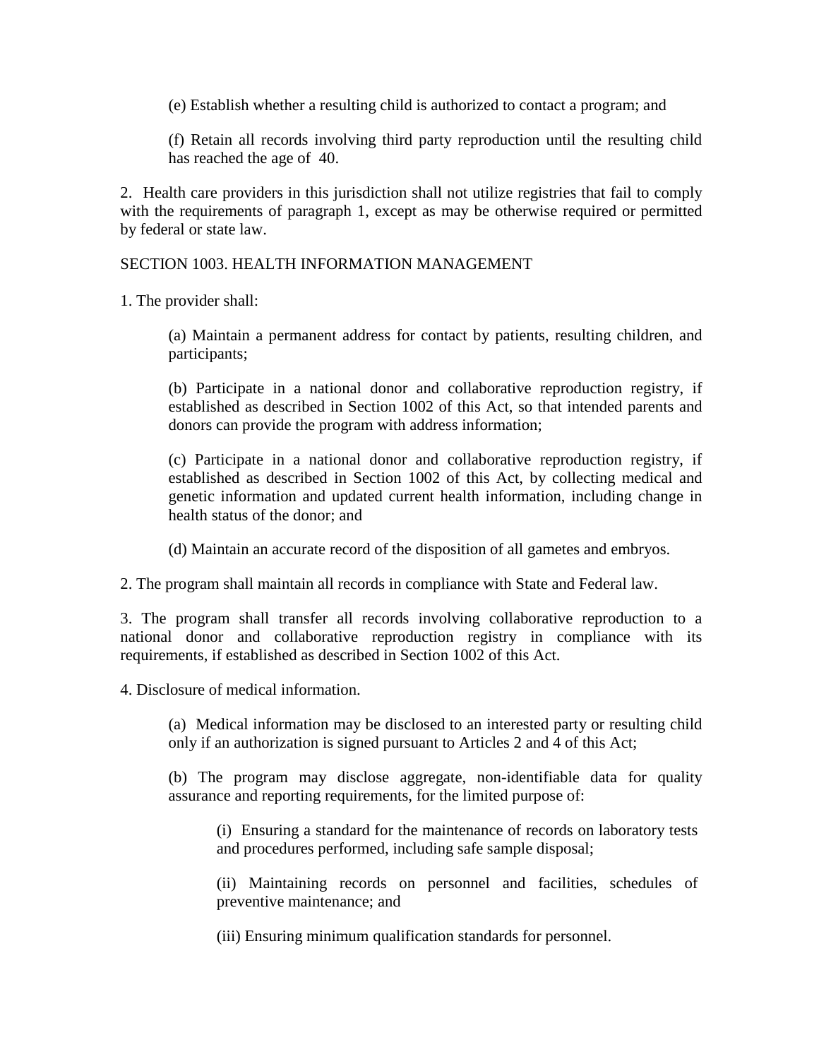(e) Establish whether a resulting child is authorized to contact a program; and

(f) Retain all records involving third party reproduction until the resulting child has reached the age of 40.

2. Health care providers in this jurisdiction shall not utilize registries that fail to comply with the requirements of paragraph 1, except as may be otherwise required or permitted by federal or state law.

SECTION 1003. HEALTH INFORMATION MANAGEMENT

1. The provider shall:

(a) Maintain a permanent address for contact by patients, resulting children, and participants;

(b) Participate in a national donor and collaborative reproduction registry, if established as described in Section 1002 of this Act, so that intended parents and donors can provide the program with address information;

(c) Participate in a national donor and collaborative reproduction registry, if established as described in Section 1002 of this Act, by collecting medical and genetic information and updated current health information, including change in health status of the donor; and

(d) Maintain an accurate record of the disposition of all gametes and embryos.

2. The program shall maintain all records in compliance with State and Federal law.

3. The program shall transfer all records involving collaborative reproduction to a national donor and collaborative reproduction registry in compliance with its requirements, if established as described in Section 1002 of this Act.

4. Disclosure of medical information.

(a) Medical information may be disclosed to an interested party or resulting child only if an authorization is signed pursuant to Articles 2 and 4 of this Act;

(b) The program may disclose aggregate, non-identifiable data for quality assurance and reporting requirements, for the limited purpose of:

(i) Ensuring a standard for the maintenance of records on laboratory tests and procedures performed, including safe sample disposal;

(ii) Maintaining records on personnel and facilities, schedules of preventive maintenance; and

(iii) Ensuring minimum qualification standards for personnel.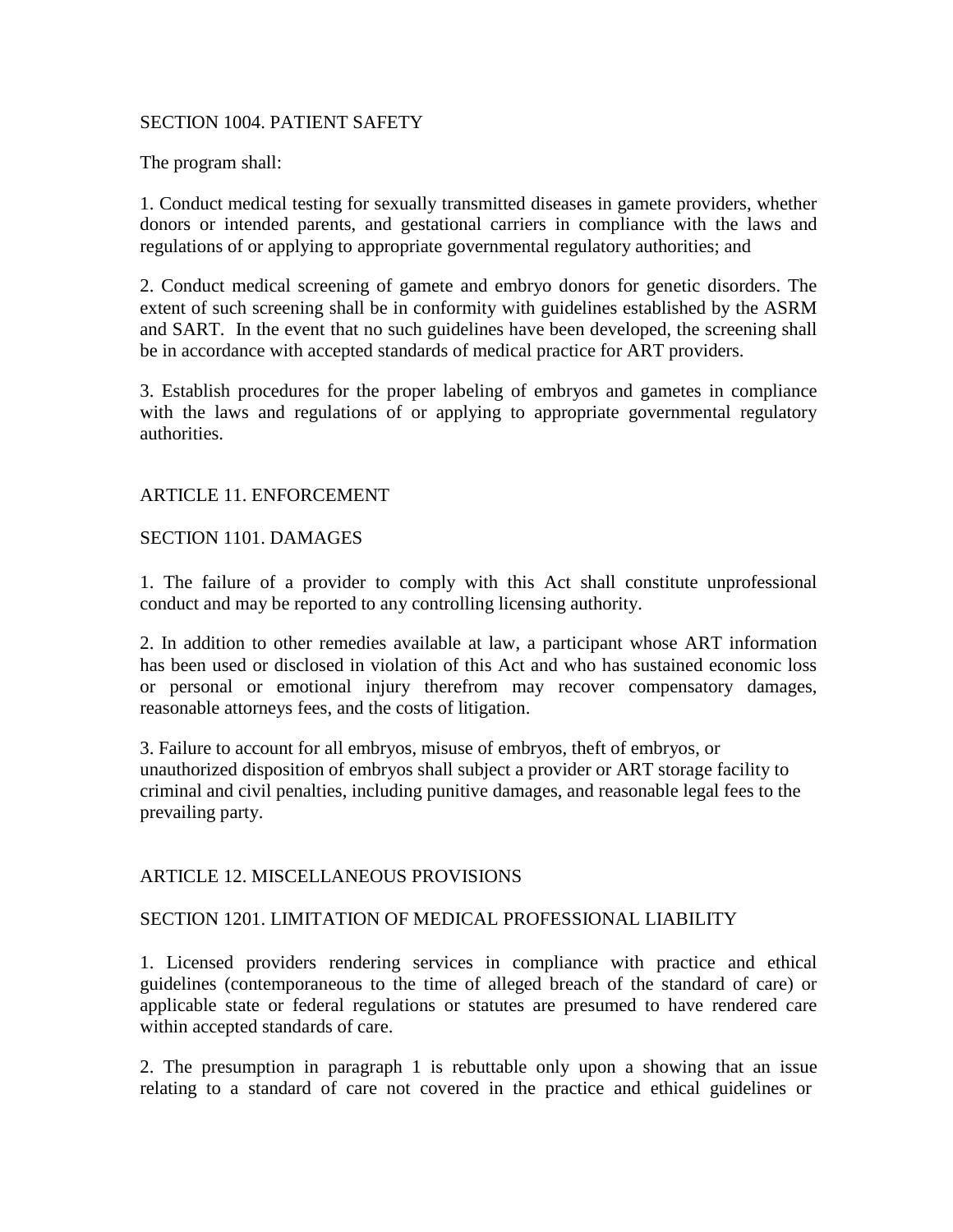## SECTION 1004. PATIENT SAFETY

The program shall:

1. Conduct medical testing for sexually transmitted diseases in gamete providers, whether donors or intended parents, and gestational carriers in compliance with the laws and regulations of or applying to appropriate governmental regulatory authorities; and

2. Conduct medical screening of gamete and embryo donors for genetic disorders. The extent of such screening shall be in conformity with guidelines established by the ASRM and SART. In the event that no such guidelines have been developed, the screening shall be in accordance with accepted standards of medical practice for ART providers.

3. Establish procedures for the proper labeling of embryos and gametes in compliance with the laws and regulations of or applying to appropriate governmental regulatory authorities.

# ARTICLE 11. ENFORCEMENT

## SECTION 1101. DAMAGES

1. The failure of a provider to comply with this Act shall constitute unprofessional conduct and may be reported to any controlling licensing authority.

2. In addition to other remedies available at law, a participant whose ART information has been used or disclosed in violation of this Act and who has sustained economic loss or personal or emotional injury therefrom may recover compensatory damages, reasonable attorneys fees, and the costs of litigation.

3. Failure to account for all embryos, misuse of embryos, theft of embryos, or unauthorized disposition of embryos shall subject a provider or ART storage facility to criminal and civil penalties, including punitive damages, and reasonable legal fees to the prevailing party.

# ARTICLE 12. MISCELLANEOUS PROVISIONS

## SECTION 1201. LIMITATION OF MEDICAL PROFESSIONAL LIABILITY

1. Licensed providers rendering services in compliance with practice and ethical guidelines (contemporaneous to the time of alleged breach of the standard of care) or applicable state or federal regulations or statutes are presumed to have rendered care within accepted standards of care.

2. The presumption in paragraph 1 is rebuttable only upon a showing that an issue relating to a standard of care not covered in the practice and ethical guidelines or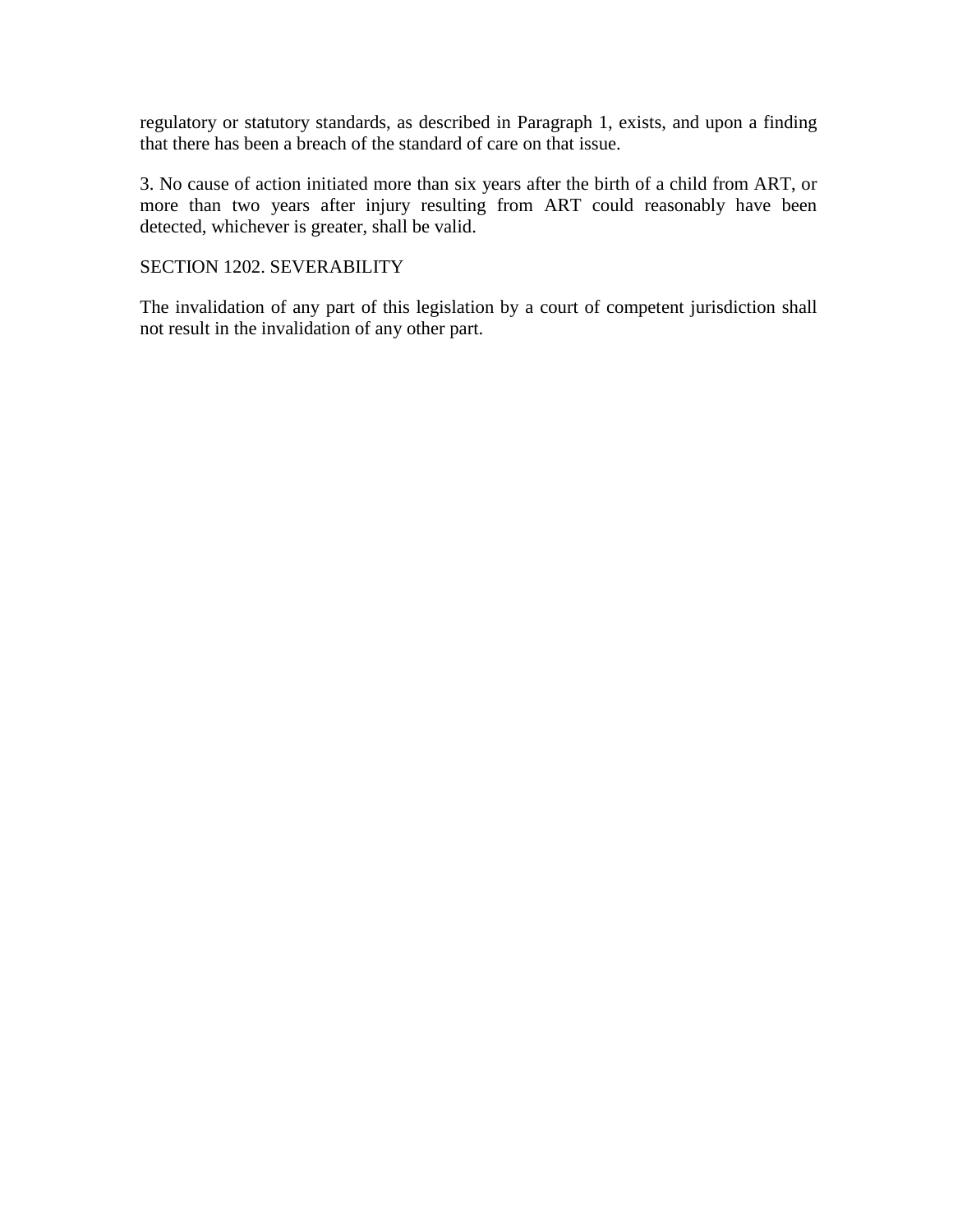regulatory or statutory standards, as described in Paragraph 1, exists, and upon a finding that there has been a breach of the standard of care on that issue.

3. No cause of action initiated more than six years after the birth of a child from ART, or more than two years after injury resulting from ART could reasonably have been detected, whichever is greater, shall be valid.

## SECTION 1202. SEVERABILITY

The invalidation of any part of this legislation by a court of competent jurisdiction shall not result in the invalidation of any other part.